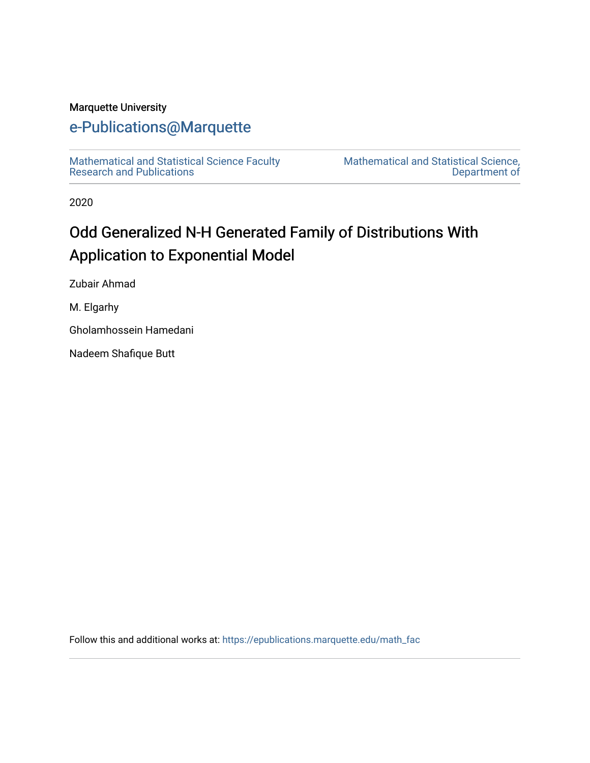Marquette University

# e-Publications@Marquette

Mathematical and Statistical Science Faculty Research and Publications

Mathematical and Statistical Science, Department of

2020

## Odd Generalized N-H Generated Family of Distributions With Application to Exponential Model

Zubair Ahmad

M. Elgarhy

Gholamhossein Hamedani

Nadeem Shafique Butt

Follow this and additional works at: https://epublications.marquette.edu/math_fac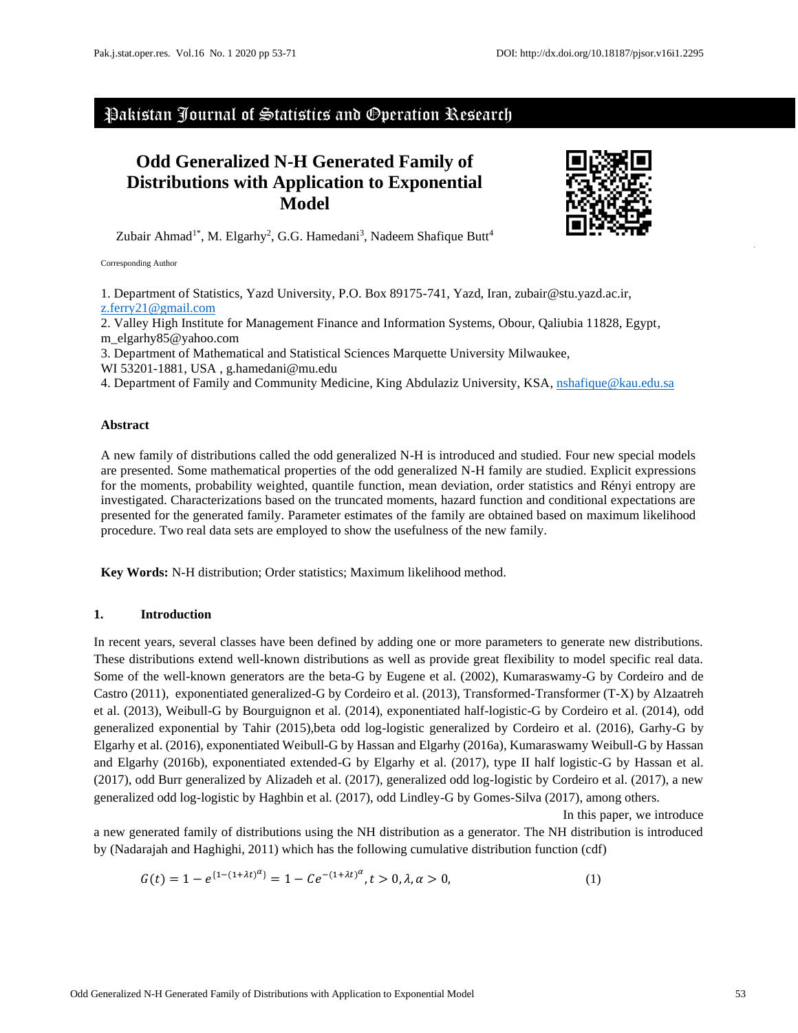# Odd Generalized N-H Generated Family of Distributions with Application to Exponential Model

Zubair Ahmad[1*], M. Elgarhy[2], G.G. Hamedani[3], Nadeem Shafique Butt[4]

Corresponding Author

1. Department of Statistics, Yazd University, P.O. Box 89175-741, Yazd, Iran, zubair@stu.yazd.ac.ir, z.ferry21@gmail.com
2. Valley High Institute for Management Finance and Information Systems, Obour, Qaliubia 11828, Egypt, m_elgarhy85@yahoo.com
3. Department of Mathematical and Statistical Sciences Marquette University Milwaukee, WI 53201-1881, USA , g.hamedani@mu.edu
4. Department of Family and Community Medicine, King Abdulaziz University, KSA, nshafique@kau.edu.sa

## Abstract

A new family of distributions called the odd generalized N-H is introduced and studied. Four new special models are presented. Some mathematical properties of the odd generalized N-H family are studied. Explicit expressions for the moments, probability weighted, quantile function, mean deviation, order statistics and Rényi entropy are investigated. Characterizations based on the truncated moments, hazard function and conditional expectations are presented for the generated family. Parameter estimates of the family are obtained based on maximum likelihood procedure. Two real data sets are employed to show the usefulness of the new family.

**Key Words:** N-H distribution; Order statistics; Maximum likelihood method.

## 1. Introduction

In recent years, several classes have been defined by adding one or more parameters to generate new distributions. These distributions extend well-known distributions as well as provide great flexibility to model specific real data. Some of the well-known generators are the beta-G by Eugene et al. (2002), Kumaraswamy-G by Cordeiro and de Castro (2011), exponentiated generalized-G by Cordeiro et al. (2013), Transformed-Transformer (T-X) by Alzaatreh et al. (2013), Weibull-G by Bourguignon et al. (2014), exponentiated half-logistic-G by Cordeiro et al. (2014), odd generalized exponential by Tahir (2015),beta odd log-logistic generalized by Cordeiro et al. (2016), Garhy-G by Elgarhy et al. (2016), exponentiated Weibull-G by Hassan and Elgarhy (2016a), Kumaraswamy Weibull-G by Hassan and Elgarhy (2016b), exponentiated extended-G by Elgarhy et al. (2017), type II half logistic-G by Hassan et al. (2017), odd Burr generalized by Alizadeh et al. (2017), generalized odd log-logistic by Cordeiro et al. (2017), a new generalized odd log-logistic by Haghbin et al. (2017), odd Lindley-G by Gomes-Silva (2017), among others.

In this paper, we introduce a new generated family of distributions using the NH distribution as a generator. The NH distribution is introduced by (Nadarajah and Haghighi, 2011) which has the following cumulative distribution function (cdf)

$$G(t) = 1 - e^{\{1-(1+\lambda t)^{\alpha}\}} = 1 - Ce^{-(1+\lambda t)^{\alpha}}, t > 0, \lambda, \alpha > 0, \quad (1)$$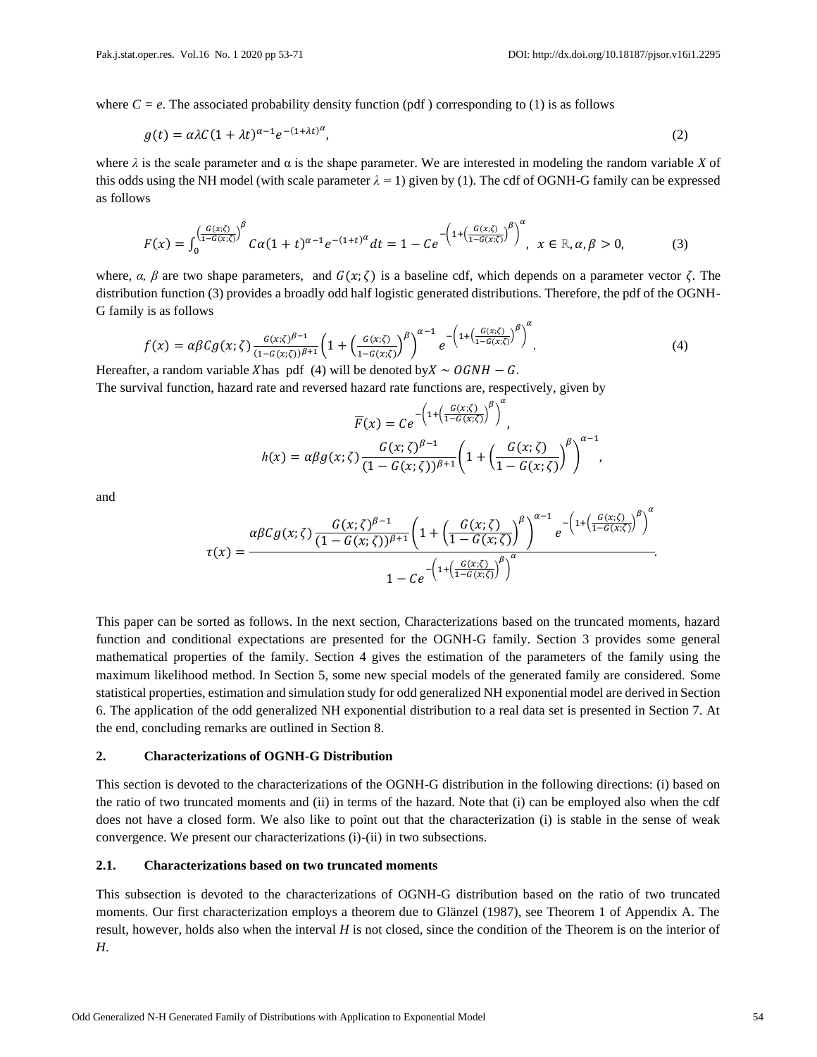where $C = e$. The associated probability density function (pdf ) corresponding to (1) is as follows

$$g(t) = \alpha\lambda C(1+\lambda t)^{\alpha-1} e^{-(1+\lambda t)^{\alpha}}, \tag{2}$$

where $\lambda$ is the scale parameter and $\alpha$ is the shape parameter. We are interested in modeling the random variable $X$ of this odds using the NH model (with scale parameter $\lambda = 1$) given by (1). The cdf of OGNH-G family can be expressed as follows

$$F(x) = \int_0^{\left(\frac{G(x;\zeta)}{1-G(x;\zeta)}\right)^{\beta}} C\alpha(1+t)^{\alpha-1} e^{-(1+t)^{\alpha}} dt = 1 - Ce^{-\left(1+\left(\frac{G(x;\zeta)}{1-G(x;\zeta)}\right)^{\beta}\right)^{\alpha}}, \ x \in \mathbb{R}, \alpha, \beta > 0, \tag{3}$$

where, $\alpha$, $\beta$ are two shape parameters, and $G(x;\zeta)$ is a baseline cdf, which depends on a parameter vector $\zeta$. The distribution function (3) provides a broadly odd half logistic generated distributions. Therefore, the pdf of the OGNH-G family is as follows

$$f(x) = \alpha\beta C g(x;\zeta) \frac{G(x;\zeta)^{\beta-1}}{(1-G(x;\zeta))^{\beta+1}} \left(1+\left(\frac{G(x;\zeta)}{1-G(x;\zeta)}\right)^{\beta}\right)^{\alpha-1} e^{-\left(1+\left(\frac{G(x;\zeta)}{1-G(x;\zeta)}\right)^{\beta}\right)^{\alpha}}. \tag{4}$$

Hereafter, a random variable $X$ has pdf (4) will be denoted by $X \sim OGNH - G$.

The survival function, hazard rate and reversed hazard rate functions are, respectively, given by

$$\overline{F}(x) = Ce^{-\left(1+\left(\frac{G(x;\zeta)}{1-G(x;\zeta)}\right)^{\beta}\right)^{\alpha}},$$

$$h(x) = \alpha\beta g(x;\zeta) \frac{G(x;\zeta)^{\beta-1}}{(1-G(x;\zeta))^{\beta+1}} \left(1+\left(\frac{G(x;\zeta)}{1-G(x;\zeta)}\right)^{\beta}\right)^{\alpha-1},$$

and

$$\tau(x) = \frac{\alpha\beta C g(x;\zeta) \frac{G(x;\zeta)^{\beta-1}}{(1-G(x;\zeta))^{\beta+1}} \left(1+\left(\frac{G(x;\zeta)}{1-G(x;\zeta)}\right)^{\beta}\right)^{\alpha-1} e^{-\left(1+\left(\frac{G(x;\zeta)}{1-G(x;\zeta)}\right)^{\beta}\right)^{\alpha}}}{1 - Ce^{-\left(1+\left(\frac{G(x;\zeta)}{1-G(x;\zeta)}\right)^{\beta}\right)^{\alpha}}}.$$

This paper can be sorted as follows. In the next section, Characterizations based on the truncated moments, hazard function and conditional expectations are presented for the OGNH-G family. Section 3 provides some general mathematical properties of the family. Section 4 gives the estimation of the parameters of the family using the maximum likelihood method. In Section 5, some new special models of the generated family are considered. Some statistical properties, estimation and simulation study for odd generalized NH exponential model are derived in Section 6. The application of the odd generalized NH exponential distribution to a real data set is presented in Section 7. At the end, concluding remarks are outlined in Section 8.

## 2. Characterizations of OGNH-G Distribution

This section is devoted to the characterizations of the OGNH-G distribution in the following directions: (i) based on the ratio of two truncated moments and (ii) in terms of the hazard. Note that (i) can be employed also when the cdf does not have a closed form. We also like to point out that the characterization (i) is stable in the sense of weak convergence. We present our characterizations (i)-(ii) in two subsections.

### 2.1. Characterizations based on two truncated moments

This subsection is devoted to the characterizations of OGNH-G distribution based on the ratio of two truncated moments. Our first characterization employs a theorem due to Glänzel (1987), see Theorem 1 of Appendix A. The result, however, holds also when the interval $H$ is not closed, since the condition of the Theorem is on the interior of $H$.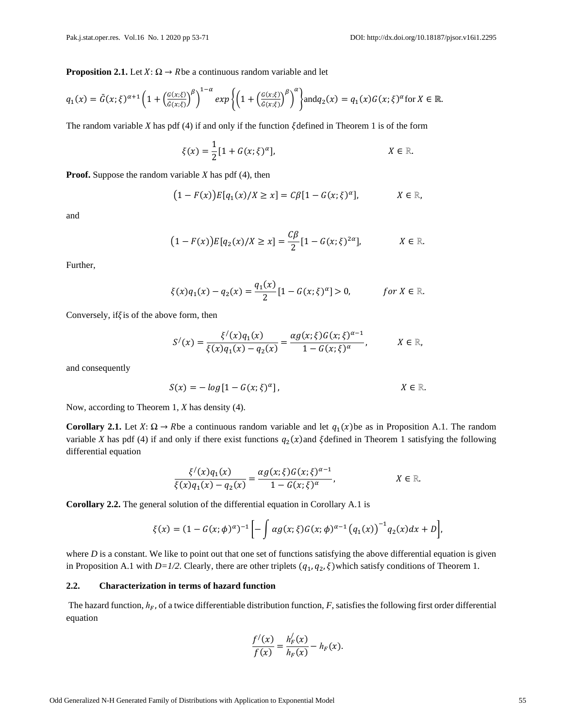**Proposition 2.1.** Let $X: \Omega \rightarrow R$ be a continuous random variable and let

$q_1(x) = \bar{G}(x;\xi)^{\alpha+1}\left(1+\left(\frac{G(x;\xi)}{\bar{G}(x;\xi)}\right)^{\beta}\right)^{1-\alpha} exp\left\{\left(1+\left(\frac{G(x;\xi)}{\bar{G}(x;\xi)}\right)^{\beta}\right)^{\alpha}\right\}$ and $q_2(x) = q_1(x)G(x;\xi)^{\alpha}$ for $X \in \mathbb{R}$.

The random variable *X* has pdf (4) if and only if the function $\xi$ defined in Theorem 1 is of the form

$$\xi(x) = \frac{1}{2}[1 + G(x;\xi)^{\alpha}], \qquad X \in \mathbb{R}.$$

**Proof.** Suppose the random variable *X* has pdf (4), then

$$\big(1 - F(x)\big)E[q_1(x)/X \geq x] = C\beta[1 - G(x;\xi)^{\alpha}], \qquad X \in \mathbb{R},$$

and

$$\big(1 - F(x)\big)E[q_2(x)/X \geq x] = \frac{C\beta}{2}[1 - G(x;\xi)^{2\alpha}], \qquad X \in \mathbb{R}.$$

Further,

$$\xi(x)q_1(x) - q_2(x) = \frac{q_1(x)}{2}[1 - G(x;\xi)^{\alpha}] > 0, \qquad for\ X \in \mathbb{R}.$$

Conversely, if $\xi$ is of the above form, then

$$S^{/}(x) = \frac{\xi^{/}(x)q_1(x)}{\xi(x)q_1(x) - q_2(x)} = \frac{\alpha g(x;\xi)G(x;\xi)^{\alpha-1}}{1 - G(x;\xi)^{\alpha}}, \qquad X \in \mathbb{R},$$

and consequently

$$S(x) = -\,log[1 - G(x;\xi)^{\alpha}], \qquad X \in \mathbb{R}.$$

Now, according to Theorem 1, *X* has density (4).

**Corollary 2.1.** Let $X: \Omega \rightarrow R$ be a continuous random variable and let $q_1(x)$ be as in Proposition A.1. The random variable *X* has pdf (4) if and only if there exist functions $q_2(x)$ and $\xi$ defined in Theorem 1 satisfying the following differential equation

$$\frac{\xi^{/}(x)q_1(x)}{\xi(x)q_1(x) - q_2(x)} = \frac{\alpha g(x;\xi)G(x;\xi)^{\alpha-1}}{1 - G(x;\xi)^{\alpha}}, \qquad X \in \mathbb{R}.$$

**Corollary 2.2.** The general solution of the differential equation in Corollary A.1 is

$$\xi(x) = (1 - G(x;\phi)^{\alpha})^{-1}\left[-\int \alpha g(x;\xi)G(x;\phi)^{\alpha-1}\big(q_1(x)\big)^{-1}q_2(x)dx + D\right],$$

where *D* is a constant. We like to point out that one set of functions satisfying the above differential equation is given in Proposition A.1 with *D=1/2.* Clearly, there are other triplets $(q_1, q_2, \xi)$ which satisfy conditions of Theorem 1.

### 2.2. Characterization in terms of hazard function

The hazard function, $h_F$, of a twice differentiable distribution function, *F*, satisfies the following first order differential equation

$$\frac{f^{/}(x)}{f(x)} = \frac{h_F^{/}(x)}{h_F(x)} - h_F(x).$$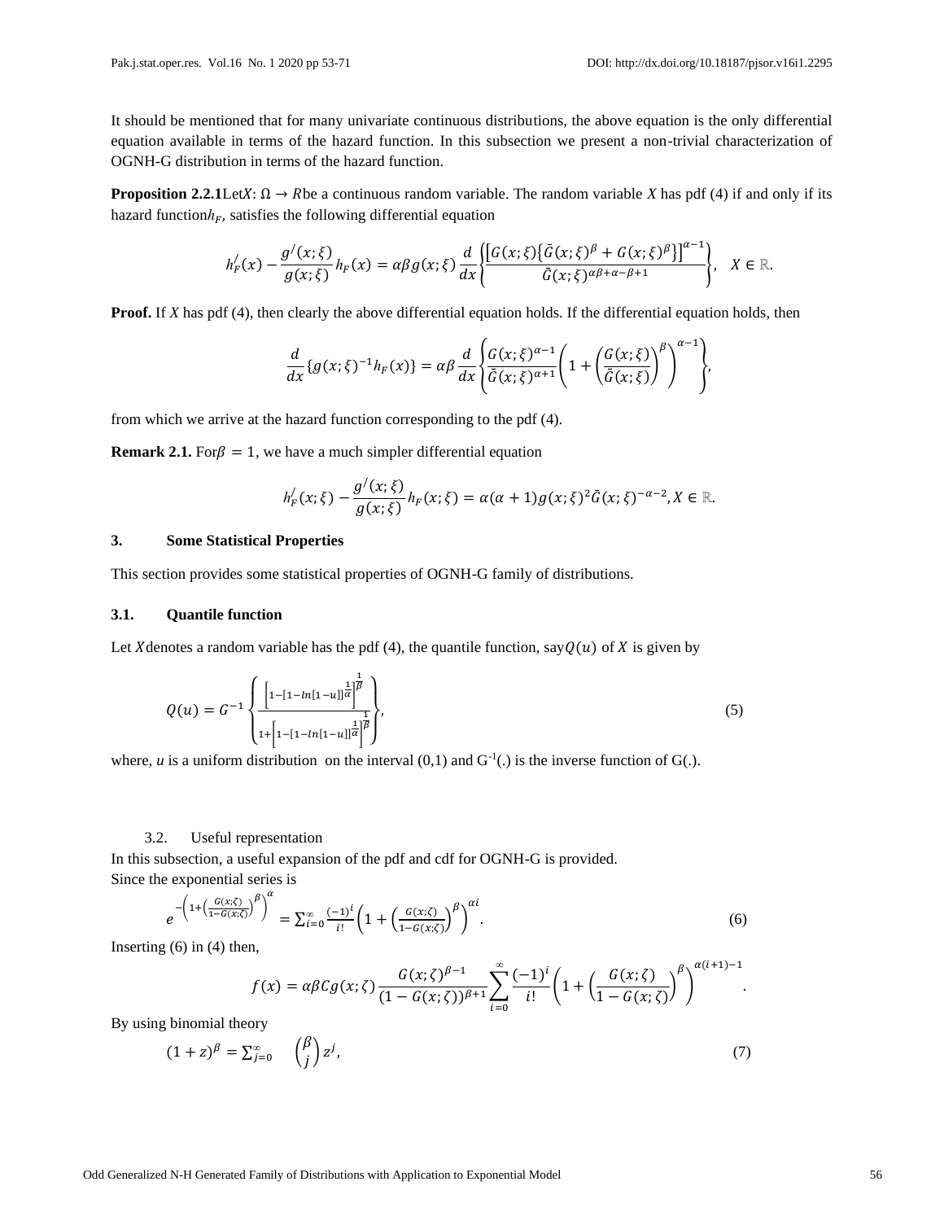It should be mentioned that for many univariate continuous distributions, the above equation is the only differential equation available in terms of the hazard function. In this subsection we present a non-trivial characterization of OGNH-G distribution in terms of the hazard function.

**Proposition 2.2.1** Let $X: \Omega \rightarrow R$ be a continuous random variable. The random variable *X* has pdf (4) if and only if its hazard function $h_F$, satisfies the following differential equation

$$h_F^{/}(x) - \frac{g^{/}(x;\xi)}{g(x;\xi)} h_F(x) = \alpha\beta g(x;\xi) \frac{d}{dx}\left\{\frac{\left[G(x;\xi)\left\{\bar{G}(x;\xi)^{\beta} + G(x;\xi)^{\beta}\right\}\right]^{\alpha-1}}{\bar{G}(x;\xi)^{\alpha\beta+\alpha-\beta+1}}\right\}, \quad X \in \mathbb{R}.$$

**Proof.** If *X* has pdf (4), then clearly the above differential equation holds. If the differential equation holds, then

$$\frac{d}{dx}\{g(x;\xi)^{-1} h_F(x)\} = \alpha\beta \frac{d}{dx}\left\{\frac{G(x;\xi)^{\alpha-1}}{\bar{G}(x;\xi)^{\alpha+1}}\left(1 + \left(\frac{G(x;\xi)}{\bar{G}(x;\xi)}\right)^{\beta}\right)^{\alpha-1}\right\},$$

from which we arrive at the hazard function corresponding to the pdf (4).

**Remark 2.1.** For $\beta = 1$, we have a much simpler differential equation

$$h_F^{/}(x;\xi) - \frac{g^{/}(x;\xi)}{g(x;\xi)} h_F(x;\xi) = \alpha(\alpha+1) g(x;\xi)^2 \bar{G}(x;\xi)^{-\alpha-2}, X \in \mathbb{R}.$$

## 3. Some Statistical Properties

This section provides some statistical properties of OGNH-G family of distributions.

### 3.1. Quantile function

Let $X$ denotes a random variable has the pdf (4), the quantile function, say $Q(u)$ of $X$ is given by

$$Q(u) = G^{-1}\left\{\frac{\left[1-[1-ln[1-u]]^{\frac{1}{\alpha}}\right]^{\frac{1}{\beta}}}{1+\left[1-[1-ln[1-u]]^{\frac{1}{\alpha}}\right]^{\frac{1}{\beta}}}\right\}, \tag{5}$$

where, *u* is a uniform distribution on the interval (0,1) and $G^{-1}(.)$ is the inverse function of G(.).

### 3.2. Useful representation

In this subsection, a useful expansion of the pdf and cdf for OGNH-G is provided.

Since the exponential series is

$$e^{-\left(1+\left(\frac{G(x;\zeta)}{1-G(x;\zeta)}\right)^{\beta}\right)^{\alpha}} = \sum_{i=0}^{\infty} \frac{(-1)^i}{i!}\left(1 + \left(\frac{G(x;\zeta)}{1-G(x;\zeta)}\right)^{\beta}\right)^{\alpha i}. \tag{6}$$

Inserting (6) in (4) then,

$$f(x) = \alpha\beta C g(x;\zeta) \frac{G(x;\zeta)^{\beta-1}}{(1-G(x;\zeta))^{\beta+1}} \sum_{i=0}^{\infty} \frac{(-1)^i}{i!}\left(1 + \left(\frac{G(x;\zeta)}{1-G(x;\zeta)}\right)^{\beta}\right)^{\alpha(i+1)-1}.$$

By using binomial theory

$$(1+z)^{\beta} = \sum_{j=0}^{\infty} \binom{\beta}{j} z^j, \tag{7}$$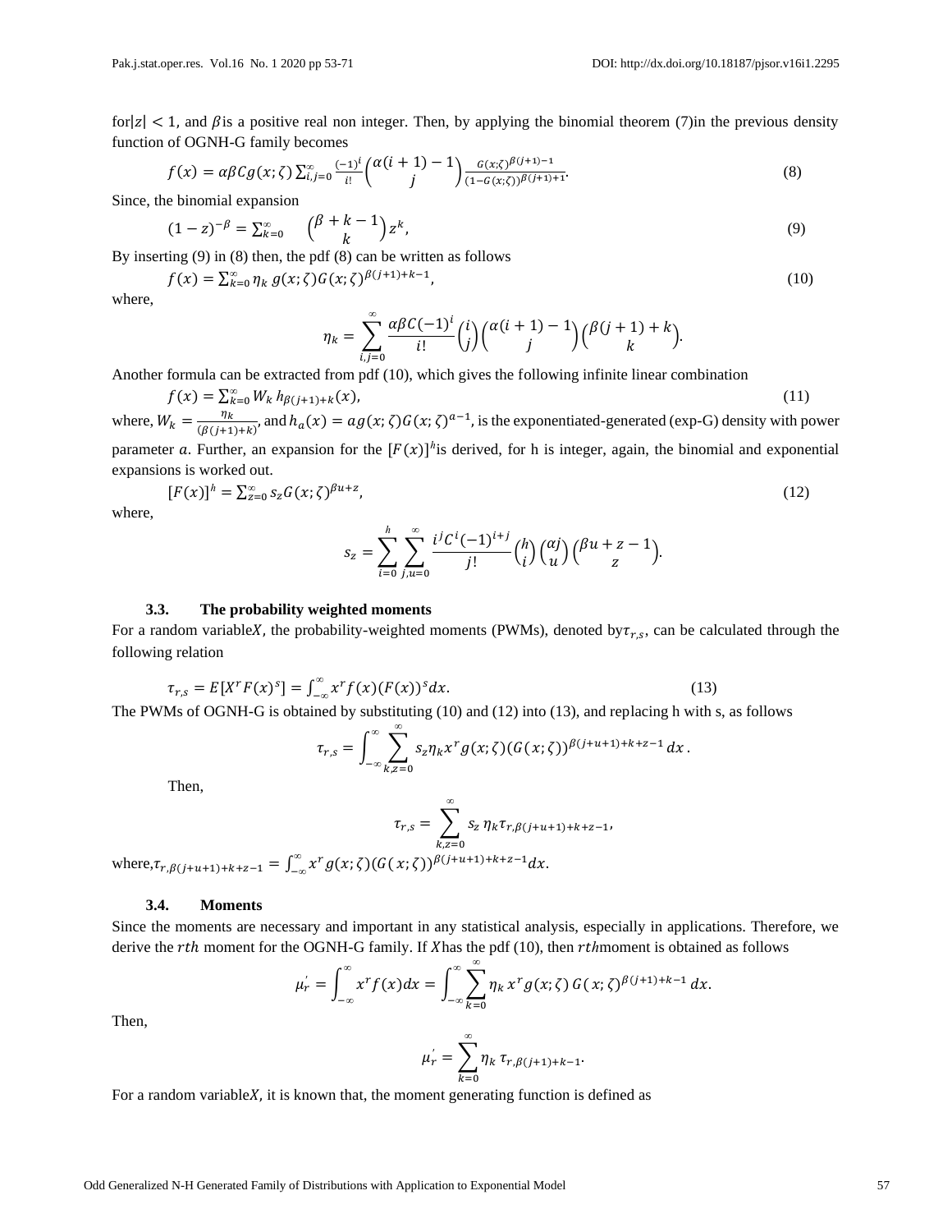for $|z| < 1$, and $\beta$ is a positive real non integer. Then, by applying the binomial theorem (7) in the previous density function of OGNH-G family becomes

$$f(x) = \alpha\beta C g(x;\zeta) \sum_{i,j=0}^{\infty} \frac{(-1)^i}{i!} \binom{\alpha(i+1)-1}{j} \frac{G(x;\zeta)^{\beta(j+1)-1}}{(1-G(x;\zeta))^{\beta(j+1)+1}}. \tag{8}$$

Since, the binomial expansion

$$(1-z)^{-\beta} = \sum_{k=0}^{\infty} \binom{\beta+k-1}{k} z^k, \tag{9}$$

By inserting (9) in (8) then, the pdf (8) can be written as follows

$$f(x) = \sum_{k=0}^{\infty} \eta_k \, g(x;\zeta) G(x;\zeta)^{\beta(j+1)+k-1}, \tag{10}$$

where,

$$\eta_k = \sum_{i,j=0}^{\infty} \frac{\alpha\beta C(-1)^i}{i!} \binom{i}{j} \binom{\alpha(i+1)-1}{j} \binom{\beta(j+1)+k}{k}.$$

Another formula can be extracted from pdf (10), which gives the following infinite linear combination

$$f(x) = \sum_{k=0}^{\infty} W_k \, h_{\beta(j+1)+k}(x), \tag{11}$$

where, $W_k = \frac{\eta_k}{(\beta(j+1)+k)}$, and $h_a(x) = a g(x;\zeta) G(x;\zeta)^{a-1}$, is the exponentiated-generated (exp-G) density with power parameter $a$. Further, an expansion for the $[F(x)]^h$ is derived, for h is integer, again, the binomial and exponential expansions is worked out.

$$[F(x)]^h = \sum_{z=0}^{\infty} s_z G(x;\zeta)^{\beta u+z}, \tag{12}$$

where,

$$s_z = \sum_{i=0}^{h} \sum_{j,u=0}^{\infty} \frac{i^j C^i (-1)^{i+j}}{j!} \binom{h}{i} \binom{\alpha j}{u} \binom{\beta u+z-1}{z}.$$

### 3.3. The probability weighted moments

For a random variable $X$, the probability-weighted moments (PWMs), denoted by $\tau_{r,s}$, can be calculated through the following relation

$$\tau_{r,s} = E[X^r F(x)^s] = \int_{-\infty}^{\infty} x^r f(x) (F(x))^s dx. \tag{13}$$

The PWMs of OGNH-G is obtained by substituting (10) and (12) into (13), and replacing h with s, as follows

$$\tau_{r,s} = \int_{-\infty}^{\infty} \sum_{k,z=0}^{\infty} s_z \eta_k x^r g(x;\zeta) (G(x;\zeta))^{\beta(j+u+1)+k+z-1} dx.$$

Then,

$$\tau_{r,s} = \sum_{k,z=0}^{\infty} s_z \, \eta_k \tau_{r,\beta(j+u+1)+k+z-1},$$

where, $\tau_{r,\beta(j+u+1)+k+z-1} = \int_{-\infty}^{\infty} x^r g(x;\zeta) (G(x;\zeta))^{\beta(j+u+1)+k+z-1} dx$.

### 3.4. Moments

Since the moments are necessary and important in any statistical analysis, especially in applications. Therefore, we derive the $rth$ moment for the OGNH-G family. If $X$ has the pdf (10), then $rth$ moment is obtained as follows

$$\mu_r^{'} = \int_{-\infty}^{\infty} x^r f(x) dx = \int_{-\infty}^{\infty} \sum_{k=0}^{\infty} \eta_k \, x^r g(x;\zeta) \, G(x;\zeta)^{\beta(j+1)+k-1} \, dx.$$

Then,

$$\mu_r^{'} = \sum_{k=0}^{\infty} \eta_k \, \tau_{r,\beta(j+1)+k-1}.$$

For a random variable $X$, it is known that, the moment generating function is defined as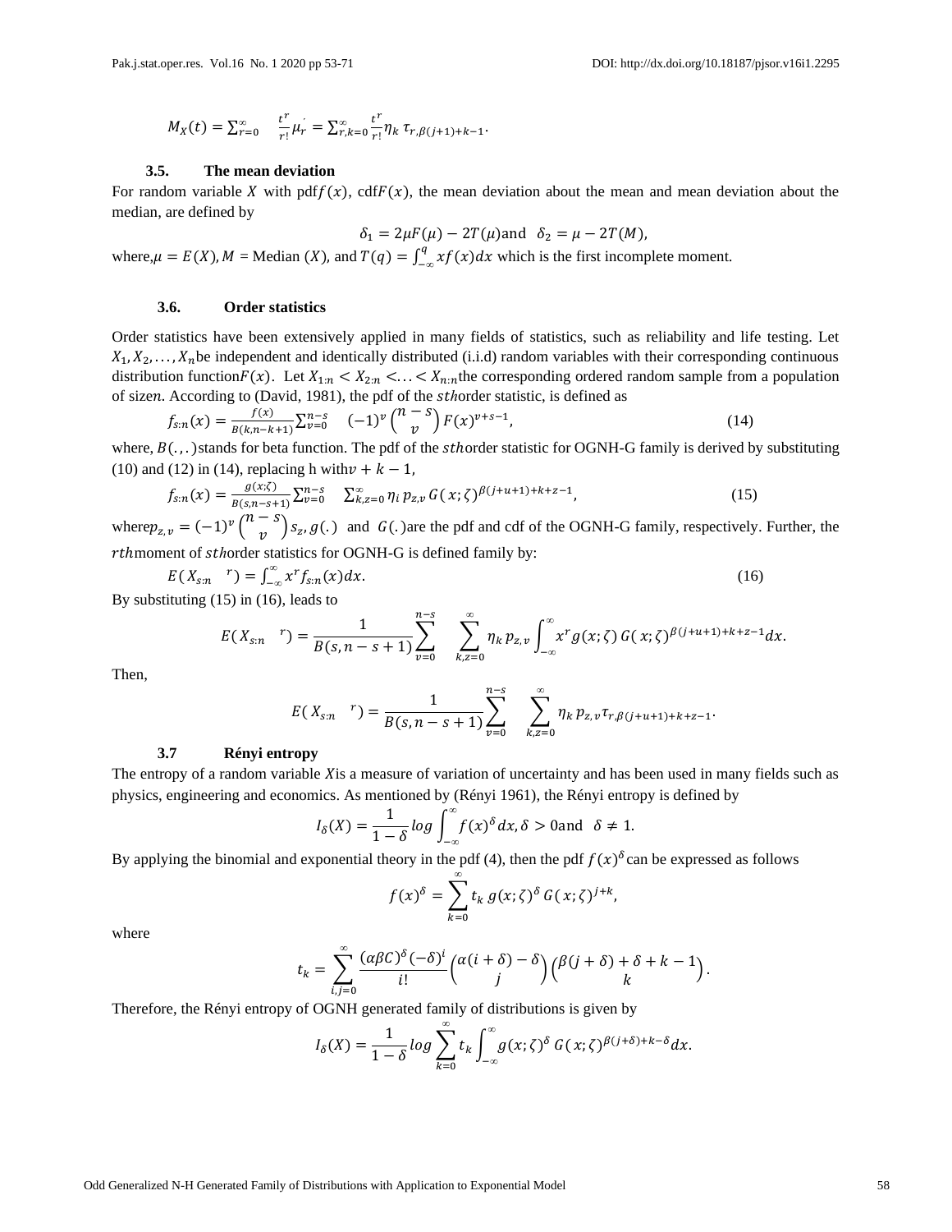$$M_X(t) = \sum_{r=0}^{\infty} \frac{t^r}{r!} \mu_r^{'} = \sum_{r,k=0}^{\infty} \frac{t^r}{r!} \eta_k \, \tau_{r,\beta(j+1)+k-1}.$$

### 3.5. The mean deviation

For random variable $X$ with pdf $f(x)$, cdf $F(x)$, the mean deviation about the mean and mean deviation about the median, are defined by

$$\delta_1 = 2\mu F(\mu) - 2T(\mu) \text{and} \quad \delta_2 = \mu - 2T(M),$$

where, $\mu = E(X)$, $M$ = Median $(X)$, and $T(q) = \int_{-\infty}^{q} x f(x) dx$ which is the first incomplete moment.

### 3.6. Order statistics

Order statistics have been extensively applied in many fields of statistics, such as reliability and life testing. Let $X_1, X_2, \ldots, X_n$ be independent and identically distributed (i.i.d) random variables with their corresponding continuous distribution function $F(x)$. Let $X_{1:n} < X_{2:n} < \ldots < X_{n:n}$ the corresponding ordered random sample from a population of size $n$. According to (David, 1981), the pdf of the $s$th order statistic, is defined as

$$f_{s:n}(x) = \frac{f(x)}{B(k, n-k+1)} \sum_{v=0}^{n-s} (-1)^v \binom{n-s}{v} F(x)^{v+s-1}, \tag{14}$$

where, $B(.,.)$ stands for beta function. The pdf of the $s$th order statistic for OGNH-G family is derived by substituting (10) and (12) in (14), replacing h with $v+k-1$,

$$f_{s:n}(x) = \frac{g(x;\zeta)}{B(s, n-s+1)} \sum_{v=0}^{n-s} \sum_{k,z=0}^{\infty} \eta_i \, p_{z,v} \, G(x;\zeta)^{\beta(j+u+1)+k+z-1}, \tag{15}$$

where $p_{z,v} = (-1)^v \binom{n-s}{v} s_z$, $g(.)$ and $G(.)$ are the pdf and cdf of the OGNH-G family, respectively. Further, the $r$th moment of $s$th order statistics for OGNH-G is defined family by:

$$E(X_{s:n}{}^{r}) = \int_{-\infty}^{\infty} x^r f_{s:n}(x) dx. \tag{16}$$

By substituting (15) in (16), leads to

$$E(X_{s:n}{}^{r}) = \frac{1}{B(s, n-s+1)} \sum_{v=0}^{n-s} \sum_{k,z=0}^{\infty} \eta_k \, p_{z,v} \int_{-\infty}^{\infty} x^r g(x;\zeta) \, G(x;\zeta)^{\beta(j+u+1)+k+z-1} dx.$$

Then,

$$E(X_{s:n}{}^{r}) = \frac{1}{B(s, n-s+1)} \sum_{v=0}^{n-s} \sum_{k,z=0}^{\infty} \eta_k \, p_{z,v} \tau_{r,\beta(j+u+1)+k+z-1}.$$

### 3.7 Rényi entropy

The entropy of a random variable $X$ is a measure of variation of uncertainty and has been used in many fields such as physics, engineering and economics. As mentioned by (Rényi 1961), the Rényi entropy is defined by

$$I_\delta(X) = \frac{1}{1-\delta} \log \int_{-\infty}^{\infty} f(x)^\delta dx, \delta > 0 \text{and} \quad \delta \neq 1.$$

By applying the binomial and exponential theory in the pdf (4), then the pdf $f(x)^\delta$ can be expressed as follows

$$f(x)^\delta = \sum_{k=0}^{\infty} t_k \, g(x;\zeta)^\delta \, G(x;\zeta)^{j+k},$$

where

$$t_k = \sum_{i,j=0}^{\infty} \frac{(\alpha\beta C)^\delta (-\delta)^i}{i!} \binom{\alpha(i+\delta)-\delta}{j} \binom{\beta(j+\delta)+\delta+k-1}{k}.$$

Therefore, the Rényi entropy of OGNH generated family of distributions is given by

$$I_\delta(X) = \frac{1}{1-\delta} \log \sum_{k=0}^{\infty} t_k \int_{-\infty}^{\infty} g(x;\zeta)^\delta \, G(x;\zeta)^{\beta(j+\delta)+k-\delta} dx.$$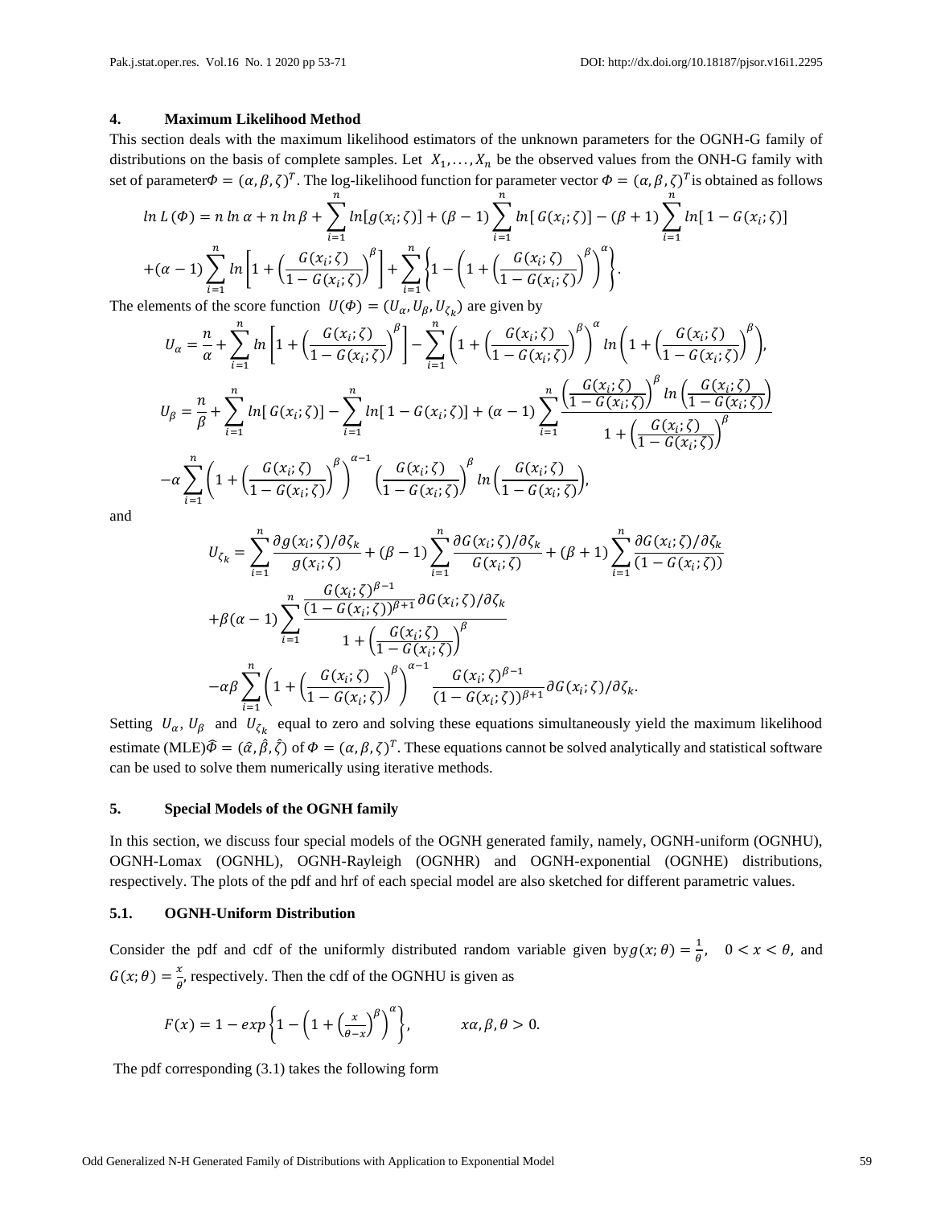## 4. Maximum Likelihood Method

This section deals with the maximum likelihood estimators of the unknown parameters for the OGNH-G family of distributions on the basis of complete samples. Let $X_1, \ldots, X_n$ be the observed values from the ONH-G family with set of parameter$\Phi = (\alpha, \beta, \zeta)^T$. The log-likelihood function for parameter vector $\Phi = (\alpha, \beta, \zeta)^T$ is obtained as follows

$$ln\, L\,(\Phi) = n\, ln\, \alpha + n\, ln\, \beta + \sum_{i=1}^{n} ln[g(x_i; \zeta)] + (\beta - 1)\sum_{i=1}^{n} ln[\, G(x_i; \zeta)] - (\beta + 1)\sum_{i=1}^{n} ln[\, 1 - G(x_i; \zeta)]$$
$$+(\alpha - 1)\sum_{i=1}^{n} ln\left[1 + \left(\frac{G(x_i; \zeta)}{1 - G(x_i; \zeta)}\right)^{\beta}\right] + \sum_{i=1}^{n}\left\{1 - \left(1 + \left(\frac{G(x_i; \zeta)}{1 - G(x_i; \zeta)}\right)^{\beta}\right)^{\alpha}\right\}.$$

The elements of the score function $U(\Phi) = (U_\alpha, U_\beta, U_{\zeta_k})$ are given by

$$U_\alpha = \frac{n}{\alpha} + \sum_{i=1}^{n} ln\left[1 + \left(\frac{G(x_i; \zeta)}{1 - G(x_i; \zeta)}\right)^{\beta}\right] - \sum_{i=1}^{n}\left(1 + \left(\frac{G(x_i; \zeta)}{1 - G(x_i; \zeta)}\right)^{\beta}\right)^{\alpha} ln\left(1 + \left(\frac{G(x_i; \zeta)}{1 - G(x_i; \zeta)}\right)^{\beta}\right),$$

$$U_\beta = \frac{n}{\beta} + \sum_{i=1}^{n} ln[\, G(x_i; \zeta)] - \sum_{i=1}^{n} ln[\, 1 - G(x_i; \zeta)] + (\alpha - 1)\sum_{i=1}^{n}\frac{\left(\frac{G(x_i; \zeta)}{1 - G(x_i; \zeta)}\right)^{\beta} ln\left(\frac{G(x_i; \zeta)}{1 - G(x_i; \zeta)}\right)}{1 + \left(\frac{G(x_i; \zeta)}{1 - G(x_i; \zeta)}\right)^{\beta}}$$
$$-\alpha\sum_{i=1}^{n}\left(1 + \left(\frac{G(x_i; \zeta)}{1 - G(x_i; \zeta)}\right)^{\beta}\right)^{\alpha - 1}\left(\frac{G(x_i; \zeta)}{1 - G(x_i; \zeta)}\right)^{\beta} ln\left(\frac{G(x_i; \zeta)}{1 - G(x_i; \zeta)}\right),$$

and

$$U_{\zeta_k} = \sum_{i=1}^{n}\frac{\partial g(x_i; \zeta)/\partial \zeta_k}{g(x_i; \zeta)} + (\beta - 1)\sum_{i=1}^{n}\frac{\partial G(x_i; \zeta)/\partial \zeta_k}{G(x_i; \zeta)} + (\beta + 1)\sum_{i=1}^{n}\frac{\partial G(x_i; \zeta)/\partial \zeta_k}{(1 - G(x_i; \zeta))}$$
$$+\beta(\alpha - 1)\sum_{i=1}^{n}\frac{\frac{G(x_i; \zeta)^{\beta - 1}}{(1 - G(x_i; \zeta))^{\beta + 1}}\partial G(x_i; \zeta)/\partial \zeta_k}{1 + \left(\frac{G(x_i; \zeta)}{1 - G(x_i; \zeta)}\right)^{\beta}}$$
$$-\alpha\beta\sum_{i=1}^{n}\left(1 + \left(\frac{G(x_i; \zeta)}{1 - G(x_i; \zeta)}\right)^{\beta}\right)^{\alpha - 1}\frac{G(x_i; \zeta)^{\beta - 1}}{(1 - G(x_i; \zeta))^{\beta + 1}}\partial G(x_i; \zeta)/\partial \zeta_k.$$

Setting $U_\alpha$, $U_\beta$ and $U_{\zeta_k}$ equal to zero and solving these equations simultaneously yield the maximum likelihood estimate (MLE)$\hat{\Phi} = (\hat{\alpha}, \hat{\beta}, \hat{\zeta})$ of $\Phi = (\alpha, \beta, \zeta)^T$. These equations cannot be solved analytically and statistical software can be used to solve them numerically using iterative methods.

## 5. Special Models of the OGNH family

In this section, we discuss four special models of the OGNH generated family, namely, OGNH-uniform (OGNHU), OGNH-Lomax (OGNHL), OGNH-Rayleigh (OGNHR) and OGNH-exponential (OGNHE) distributions, respectively. The plots of the pdf and hrf of each special model are also sketched for different parametric values.

### 5.1. OGNH-Uniform Distribution

Consider the pdf and cdf of the uniformly distributed random variable given by$g(x; \theta) = \frac{1}{\theta}, \quad 0 < x < \theta,$ and $G(x; \theta) = \frac{x}{\theta}$, respectively. Then the cdf of the OGNHU is given as

$$F(x) = 1 - exp\left\{1 - \left(1 + \left(\frac{x}{\theta - x}\right)^{\beta}\right)^{\alpha}\right\}, \qquad x\alpha, \beta, \theta > 0.$$

The pdf corresponding (3.1) takes the following form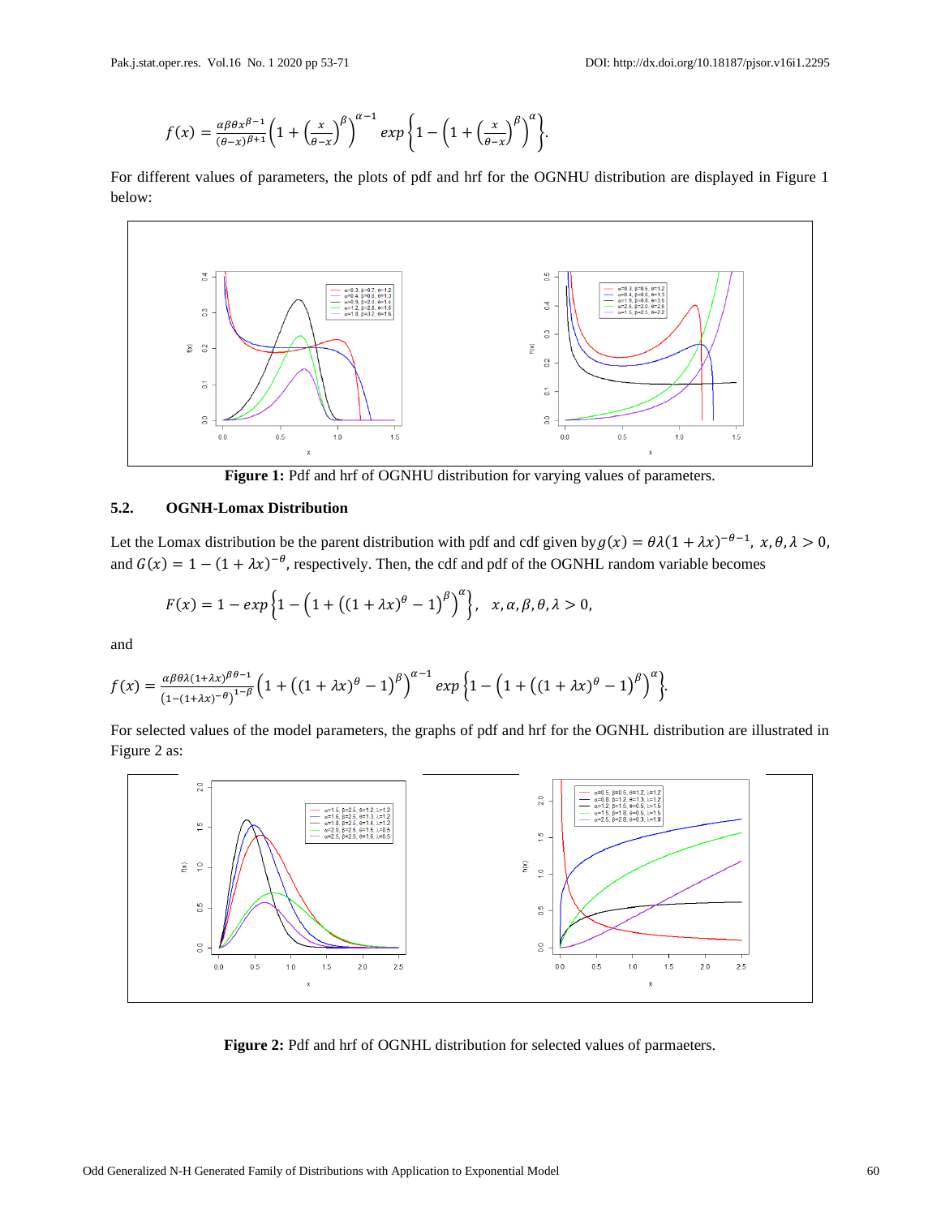$$f(x) = \frac{\alpha\beta\theta x^{\beta-1}}{(\theta-x)^{\beta+1}}\left(1+\left(\frac{x}{\theta-x}\right)^{\beta}\right)^{\alpha-1} exp\left\{1-\left(1+\left(\frac{x}{\theta-x}\right)^{\beta}\right)^{\alpha}\right\}.$$

For different values of parameters, the plots of pdf and hrf for the OGNHU distribution are displayed in Figure 1 below:

**Figure 1:** Pdf and hrf of OGNHU distribution for varying values of parameters.

### 5.2. OGNH-Lomax Distribution

Let the Lomax distribution be the parent distribution with pdf and cdf given by $g(x) = \theta\lambda(1+\lambda x)^{-\theta-1}$, $x, \theta, \lambda > 0$, and $G(x) = 1-(1+\lambda x)^{-\theta}$, respectively. Then, the cdf and pdf of the OGNHL random variable becomes

$$F(x) = 1 - exp\left\{1-\left(1+\left((1+\lambda x)^{\theta}-1\right)^{\beta}\right)^{\alpha}\right\}, \quad x, \alpha, \beta, \theta, \lambda > 0,$$

and

$$f(x) = \frac{\alpha\beta\theta\lambda(1+\lambda x)^{\beta\theta-1}}{\left(1-(1+\lambda x)^{-\theta}\right)^{1-\beta}}\left(1+\left((1+\lambda x)^{\theta}-1\right)^{\beta}\right)^{\alpha-1} exp\left\{1-\left(1+\left((1+\lambda x)^{\theta}-1\right)^{\beta}\right)^{\alpha}\right\}.$$

For selected values of the model parameters, the graphs of pdf and hrf for the OGNHL distribution are illustrated in Figure 2 as:

**Figure 2:** Pdf and hrf of OGNHL distribution for selected values of parmaeters.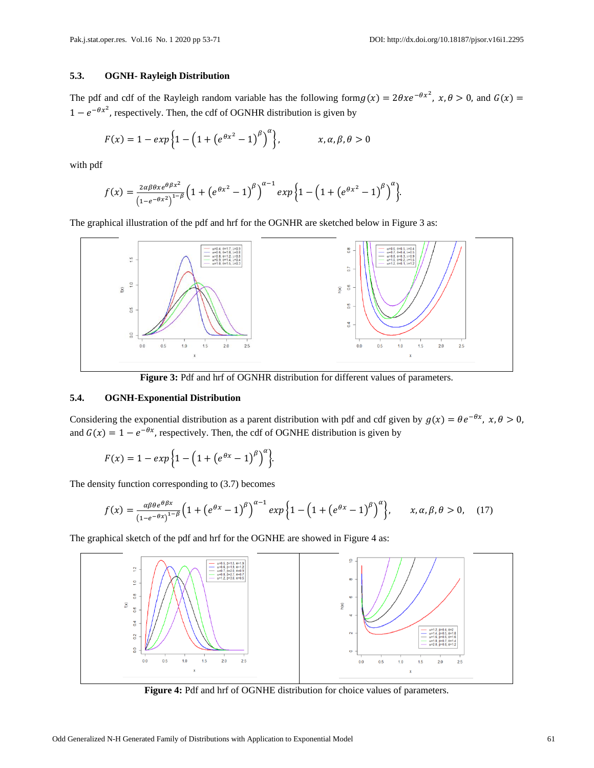### 5.3. OGNH- Rayleigh Distribution

The pdf and cdf of the Rayleigh random variable has the following form$g(x) = 2\theta x e^{-\theta x^2}$, $x, \theta > 0$, and $G(x) = 1 - e^{-\theta x^2}$, respectively. Then, the cdf of OGNHR distribution is given by

$$F(x) = 1 - exp\left\{1 - \left(1 + \left(e^{\theta x^2} - 1\right)^{\beta}\right)^{\alpha}\right\}, \qquad x, \alpha, \beta, \theta > 0$$

with pdf

$$f(x) = \frac{2\alpha\beta\theta x e^{\theta\beta x^2}}{\left(1-e^{-\theta x^2}\right)^{1-\beta}}\left(1 + \left(e^{\theta x^2} - 1\right)^{\beta}\right)^{\alpha-1} exp\left\{1 - \left(1 + \left(e^{\theta x^2} - 1\right)^{\beta}\right)^{\alpha}\right\}.$$

The graphical illustration of the pdf and hrf for the OGNHR are sketched below in Figure 3 as:

**Figure 3:** Pdf and hrf of OGNHR distribution for different values of parameters.

### 5.4. OGNH-Exponential Distribution

Considering the exponential distribution as a parent distribution with pdf and cdf given by $g(x) = \theta e^{-\theta x}$, $x, \theta > 0$, and $G(x) = 1 - e^{-\theta x}$, respectively. Then, the cdf of OGNHE distribution is given by

$$F(x) = 1 - exp\left\{1 - \left(1 + \left(e^{\theta x} - 1\right)^{\beta}\right)^{\alpha}\right\}.$$

The density function corresponding to (3.7) becomes

$$f(x) = \frac{\alpha\beta\theta e^{\theta\beta x}}{\left(1-e^{-\theta x}\right)^{1-\beta}}\left(1 + \left(e^{\theta x} - 1\right)^{\beta}\right)^{\alpha-1} exp\left\{1 - \left(1 + \left(e^{\theta x} - 1\right)^{\beta}\right)^{\alpha}\right\}, \qquad x, \alpha, \beta, \theta > 0, \quad (17)$$

The graphical sketch of the pdf and hrf for the OGNHE are showed in Figure 4 as:

**Figure 4:** Pdf and hrf of OGNHE distribution for choice values of parameters.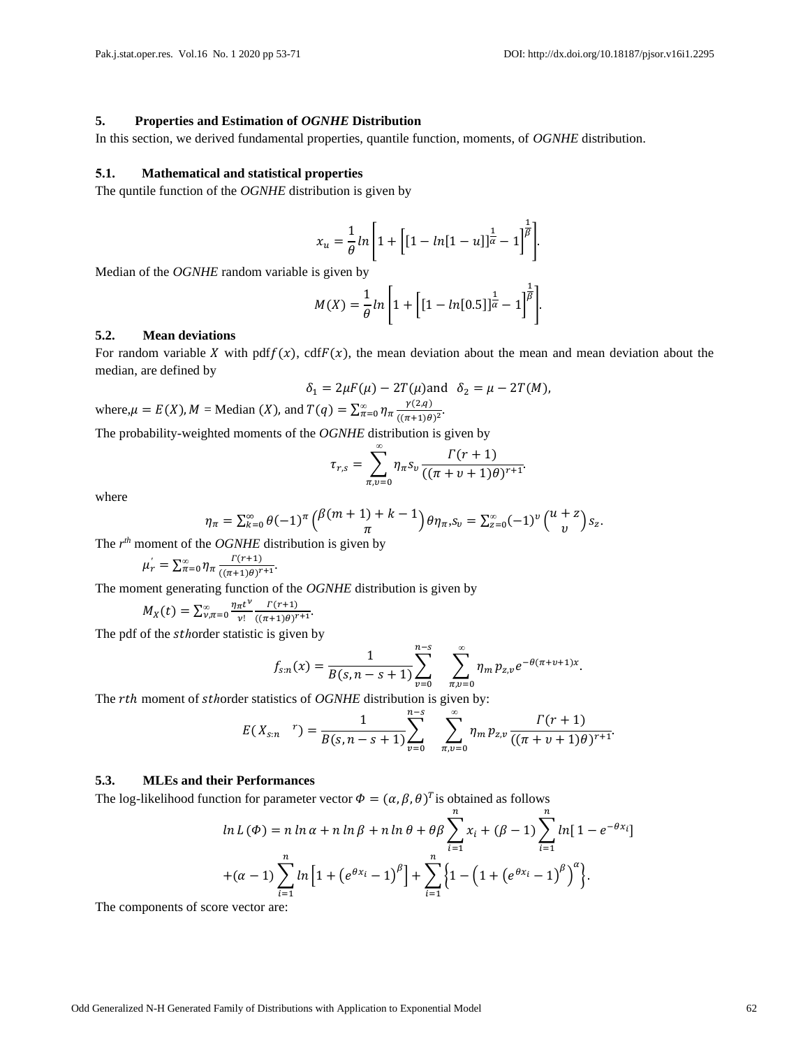## 5. Properties and Estimation of *OGNHE* Distribution

In this section, we derived fundamental properties, quantile function, moments, of *OGNHE* distribution.

### 5.1. Mathematical and statistical properties

The quntile function of the *OGNHE* distribution is given by

$$x_u = \frac{1}{\theta} ln\left[1 + \left[[1 - ln[1-u]]^{\frac{1}{\alpha}} - 1\right]^{\frac{1}{\beta}}\right].$$

Median of the *OGNHE* random variable is given by

$$M(X) = \frac{1}{\theta} ln\left[1 + \left[[1 - ln[0.5]]^{\frac{1}{\alpha}} - 1\right]^{\frac{1}{\beta}}\right].$$

### 5.2. Mean deviations

For random variable $X$ with pdf$f(x)$, cdf$F(x)$, the mean deviation about the mean and mean deviation about the median, are defined by

$$\delta_1 = 2\mu F(\mu) - 2T(\mu) \text{and} \quad \delta_2 = \mu - 2T(M),$$

where,$\mu = E(X), M$ = Median $(X)$, and $T(q) = \sum_{\pi=0}^{\infty} \eta_\pi \frac{\gamma(2,q)}{((\pi+1)\theta)^2}$.

The probability-weighted moments of the *OGNHE* distribution is given by

$$\tau_{r,s} = \sum_{\pi,v=0}^{\infty} \eta_\pi s_v \frac{\Gamma(r+1)}{((\pi+v+1)\theta)^{r+1}}.$$

where

$$\eta_\pi = \sum_{k=0}^{\infty} \theta(-1)^\pi \binom{\beta(m+1)+k-1}{\pi} \theta\eta_\pi, s_v = \sum_{z=0}^{\infty} (-1)^v \binom{u+z}{v} s_z.$$

The $r^{th}$ moment of the *OGNHE* distribution is given by

$$\mu_r^{'} = \sum_{\pi=0}^{\infty} \eta_\pi \frac{\Gamma(r+1)}{((\pi+1)\theta)^{r+1}}.$$

The moment generating function of the *OGNHE* distribution is given by

$$M_X(t) = \sum_{v,\pi=0}^{\infty} \frac{\eta_\pi t^v}{v!} \frac{\Gamma(r+1)}{((\pi+1)\theta)^{r+1}}.$$

The pdf of the $sth$order statistic is given by

$$f_{s:n}(x) = \frac{1}{B(s,n-s+1)} \sum_{v=0}^{n-s} \sum_{\pi,v=0}^{\infty} \eta_m p_{z,v} e^{-\theta(\pi+v+1)x}.$$

The $rth$ moment of $sth$order statistics of *OGNHE* distribution is given by:

$$E(X_{s:n}{}^r) = \frac{1}{B(s,n-s+1)} \sum_{v=0}^{n-s} \sum_{\pi,v=0}^{\infty} \eta_m p_{z,v} \frac{\Gamma(r+1)}{((\pi+v+1)\theta)^{r+1}}.$$

### 5.3. MLEs and their Performances

The log-likelihood function for parameter vector $\Phi = (\alpha, \beta, \theta)^T$ is obtained as follows

$$ln\, L(\Phi) = n\, ln\, \alpha + n\, ln\, \beta + n\, ln\, \theta + \theta\beta \sum_{i=1}^{n} x_i + (\beta - 1) \sum_{i=1}^{n} ln[\, 1 - e^{-\theta x_i}]$$
$$+(\alpha - 1) \sum_{i=1}^{n} ln\left[1 + \left(e^{\theta x_i} - 1\right)^\beta\right] + \sum_{i=1}^{n} \left\{1 - \left(1 + \left(e^{\theta x_i} - 1\right)^\beta\right)^\alpha\right\}.$$

The components of score vector are: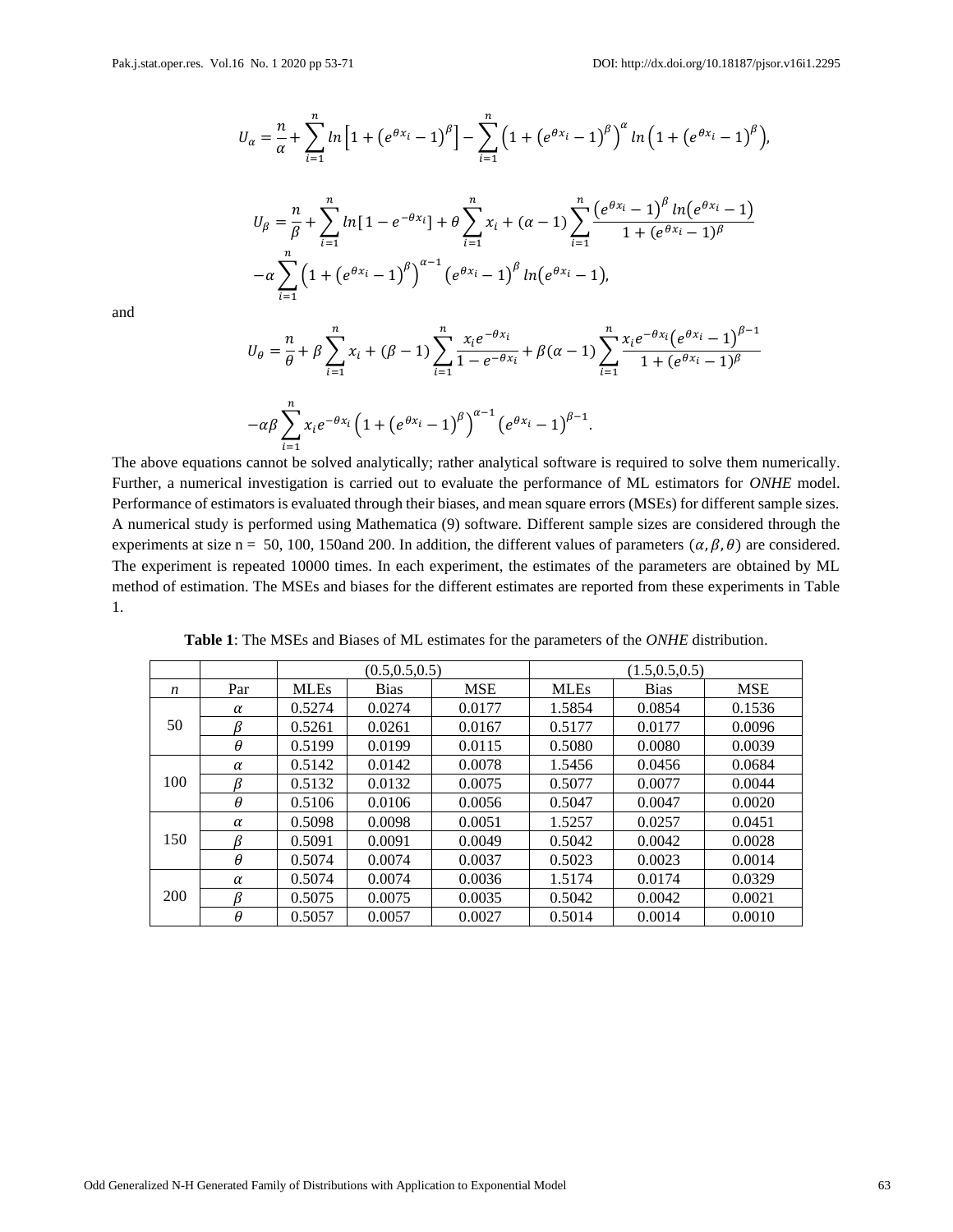$$U_{\alpha} = \frac{n}{\alpha} + \sum_{i=1}^{n} ln\left[1 + \left(e^{\theta x_i} - 1\right)^{\beta}\right] - \sum_{i=1}^{n} \left(1 + \left(e^{\theta x_i} - 1\right)^{\beta}\right)^{\alpha} ln\left(1 + \left(e^{\theta x_i} - 1\right)^{\beta}\right),$$

$$U_{\beta} = \frac{n}{\beta} + \sum_{i=1}^{n} ln[1 - e^{-\theta x_i}] + \theta \sum_{i=1}^{n} x_i + (\alpha - 1) \sum_{i=1}^{n} \frac{\left(e^{\theta x_i} - 1\right)^{\beta} ln\left(e^{\theta x_i} - 1\right)}{1 + (e^{\theta x_i} - 1)^{\beta}}$$
$$-\alpha \sum_{i=1}^{n} \left(1 + \left(e^{\theta x_i} - 1\right)^{\beta}\right)^{\alpha - 1} \left(e^{\theta x_i} - 1\right)^{\beta} ln\left(e^{\theta x_i} - 1\right),$$

and

$$U_{\theta} = \frac{n}{\theta} + \beta \sum_{i=1}^{n} x_i + (\beta - 1) \sum_{i=1}^{n} \frac{x_i e^{-\theta x_i}}{1 - e^{-\theta x_i}} + \beta(\alpha - 1) \sum_{i=1}^{n} \frac{x_i e^{-\theta x_i}\left(e^{\theta x_i} - 1\right)^{\beta - 1}}{1 + (e^{\theta x_i} - 1)^{\beta}}$$

$$-\alpha\beta \sum_{i=1}^{n} x_i e^{-\theta x_i} \left(1 + \left(e^{\theta x_i} - 1\right)^{\beta}\right)^{\alpha - 1} \left(e^{\theta x_i} - 1\right)^{\beta - 1}.$$

The above equations cannot be solved analytically; rather analytical software is required to solve them numerically. Further, a numerical investigation is carried out to evaluate the performance of ML estimators for *ONHE* model. Performance of estimators is evaluated through their biases, and mean square errors (MSEs) for different sample sizes. A numerical study is performed using Mathematica (9) software. Different sample sizes are considered through the experiments at size n = 50, 100, 150and 200. In addition, the different values of parameters $(\alpha, \beta, \theta)$ are considered. The experiment is repeated 10000 times. In each experiment, the estimates of the parameters are obtained by ML method of estimation. The MSEs and biases for the different estimates are reported from these experiments in Table 1.

**Table 1**: The MSEs and Biases of ML estimates for the parameters of the *ONHE* distribution.

| | | (0.5,0.5,0.5) | | | (1.5,0.5,0.5) | | |
|---|---|---|---|---|---|---|---|
| *n* | Par | MLEs | Bias | MSE | MLEs | Bias | MSE |
| 50 | $\alpha$ | 0.5274 | 0.0274 | 0.0177 | 1.5854 | 0.0854 | 0.1536 |
| | $\beta$ | 0.5261 | 0.0261 | 0.0167 | 0.5177 | 0.0177 | 0.0096 |
| | $\theta$ | 0.5199 | 0.0199 | 0.0115 | 0.5080 | 0.0080 | 0.0039 |
| 100 | $\alpha$ | 0.5142 | 0.0142 | 0.0078 | 1.5456 | 0.0456 | 0.0684 |
| | $\beta$ | 0.5132 | 0.0132 | 0.0075 | 0.5077 | 0.0077 | 0.0044 |
| | $\theta$ | 0.5106 | 0.0106 | 0.0056 | 0.5047 | 0.0047 | 0.0020 |
| 150 | $\alpha$ | 0.5098 | 0.0098 | 0.0051 | 1.5257 | 0.0257 | 0.0451 |
| | $\beta$ | 0.5091 | 0.0091 | 0.0049 | 0.5042 | 0.0042 | 0.0028 |
| | $\theta$ | 0.5074 | 0.0074 | 0.0037 | 0.5023 | 0.0023 | 0.0014 |
| 200 | $\alpha$ | 0.5074 | 0.0074 | 0.0036 | 1.5174 | 0.0174 | 0.0329 |
| | $\beta$ | 0.5075 | 0.0075 | 0.0035 | 0.5042 | 0.0042 | 0.0021 |
| | $\theta$ | 0.5057 | 0.0057 | 0.0027 | 0.5014 | 0.0014 | 0.0010 |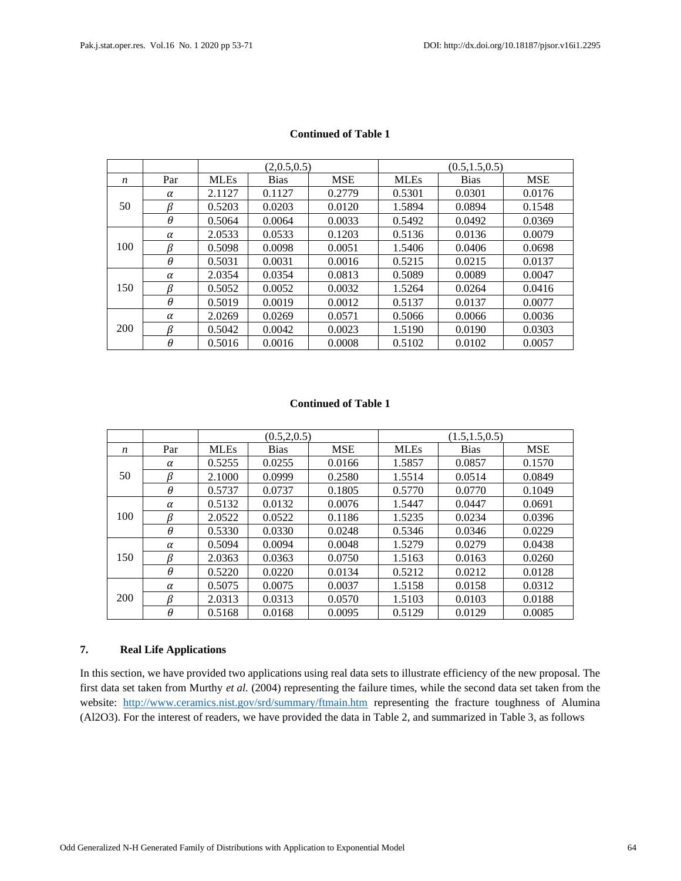**Continued of Table 1**

| | | (2,0.5,0.5) | | | (0.5,1.5,0.5) | | |
|---|---|---|---|---|---|---|---|
| $n$ | Par | MLEs | Bias | MSE | MLEs | Bias | MSE |
| 50 | $\alpha$ | 2.1127 | 0.1127 | 0.2779 | 0.5301 | 0.0301 | 0.0176 |
| | $\beta$ | 0.5203 | 0.0203 | 0.0120 | 1.5894 | 0.0894 | 0.1548 |
| | $\theta$ | 0.5064 | 0.0064 | 0.0033 | 0.5492 | 0.0492 | 0.0369 |
| 100 | $\alpha$ | 2.0533 | 0.0533 | 0.1203 | 0.5136 | 0.0136 | 0.0079 |
| | $\beta$ | 0.5098 | 0.0098 | 0.0051 | 1.5406 | 0.0406 | 0.0698 |
| | $\theta$ | 0.5031 | 0.0031 | 0.0016 | 0.5215 | 0.0215 | 0.0137 |
| 150 | $\alpha$ | 2.0354 | 0.0354 | 0.0813 | 0.5089 | 0.0089 | 0.0047 |
| | $\beta$ | 0.5052 | 0.0052 | 0.0032 | 1.5264 | 0.0264 | 0.0416 |
| | $\theta$ | 0.5019 | 0.0019 | 0.0012 | 0.5137 | 0.0137 | 0.0077 |
| 200 | $\alpha$ | 2.0269 | 0.0269 | 0.0571 | 0.5066 | 0.0066 | 0.0036 |
| | $\beta$ | 0.5042 | 0.0042 | 0.0023 | 1.5190 | 0.0190 | 0.0303 |
| | $\theta$ | 0.5016 | 0.0016 | 0.0008 | 0.5102 | 0.0102 | 0.0057 |

**Continued of Table 1**

| | | (0.5,2,0.5) | | | (1.5,1.5,0.5) | | |
|---|---|---|---|---|---|---|---|
| $n$ | Par | MLEs | Bias | MSE | MLEs | Bias | MSE |
| 50 | $\alpha$ | 0.5255 | 0.0255 | 0.0166 | 1.5857 | 0.0857 | 0.1570 |
| | $\beta$ | 2.1000 | 0.0999 | 0.2580 | 1.5514 | 0.0514 | 0.0849 |
| | $\theta$ | 0.5737 | 0.0737 | 0.1805 | 0.5770 | 0.0770 | 0.1049 |
| 100 | $\alpha$ | 0.5132 | 0.0132 | 0.0076 | 1.5447 | 0.0447 | 0.0691 |
| | $\beta$ | 2.0522 | 0.0522 | 0.1186 | 1.5235 | 0.0234 | 0.0396 |
| | $\theta$ | 0.5330 | 0.0330 | 0.0248 | 0.5346 | 0.0346 | 0.0229 |
| 150 | $\alpha$ | 0.5094 | 0.0094 | 0.0048 | 1.5279 | 0.0279 | 0.0438 |
| | $\beta$ | 2.0363 | 0.0363 | 0.0750 | 1.5163 | 0.0163 | 0.0260 |
| | $\theta$ | 0.5220 | 0.0220 | 0.0134 | 0.5212 | 0.0212 | 0.0128 |
| 200 | $\alpha$ | 0.5075 | 0.0075 | 0.0037 | 1.5158 | 0.0158 | 0.0312 |
| | $\beta$ | 2.0313 | 0.0313 | 0.0570 | 1.5103 | 0.0103 | 0.0188 |
| | $\theta$ | 0.5168 | 0.0168 | 0.0095 | 0.5129 | 0.0129 | 0.0085 |

## 7. Real Life Applications

In this section, we have provided two applications using real data sets to illustrate efficiency of the new proposal. The first data set taken from Murthy *et al.* (2004) representing the failure times, while the second data set taken from the website: http://www.ceramics.nist.gov/srd/summary/ftmain.htm representing the fracture toughness of Alumina ($Al_2O_3$). For the interest of readers, we have provided the data in Table 2, and summarized in Table 3, as follows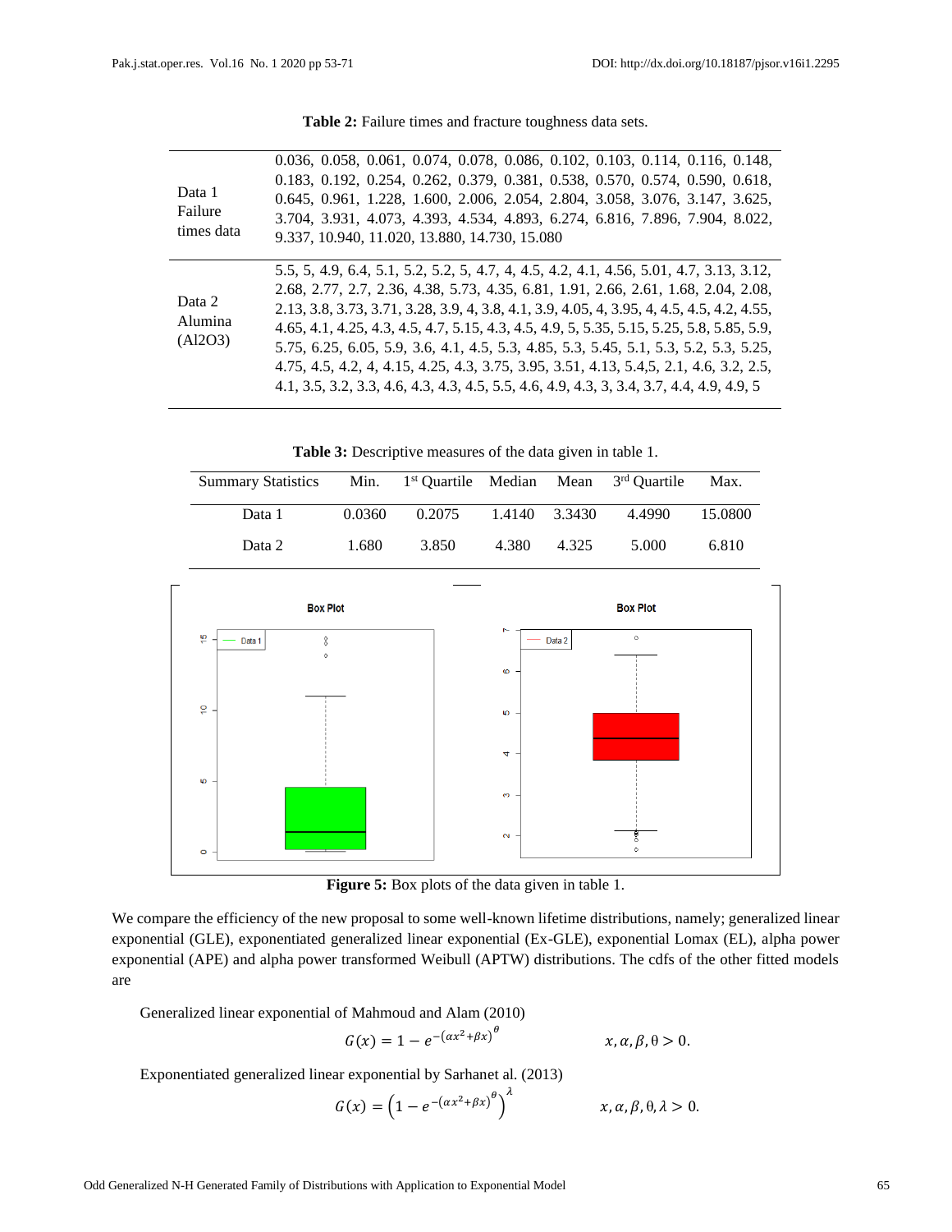**Table 2:** Failure times and fracture toughness data sets.

| | |
|---|---|
| Data 1 Failure times data | 0.036, 0.058, 0.061, 0.074, 0.078, 0.086, 0.102, 0.103, 0.114, 0.116, 0.148, 0.183, 0.192, 0.254, 0.262, 0.379, 0.381, 0.538, 0.570, 0.574, 0.590, 0.618, 0.645, 0.961, 1.228, 1.600, 2.006, 2.054, 2.804, 3.058, 3.076, 3.147, 3.625, 3.704, 3.931, 4.073, 4.393, 4.534, 4.893, 6.274, 6.816, 7.896, 7.904, 8.022, 9.337, 10.940, 11.020, 13.880, 14.730, 15.080 |
| Data 2 Alumina (Al2O3) | 5.5, 5, 4.9, 6.4, 5.1, 5.2, 5.2, 5, 4.7, 4, 4.5, 4.2, 4.1, 4.56, 5.01, 4.7, 3.13, 3.12, 2.68, 2.77, 2.7, 2.36, 4.38, 5.73, 4.35, 6.81, 1.91, 2.66, 2.61, 1.68, 2.04, 2.08, 2.13, 3.8, 3.73, 3.71, 3.28, 3.9, 4, 3.8, 4.1, 3.9, 4.05, 4, 3.95, 4, 4.5, 4.5, 4.2, 4.55, 4.65, 4.1, 4.25, 4.3, 4.5, 4.7, 5.15, 4.3, 4.5, 4.9, 5, 5.35, 5.15, 5.25, 5.8, 5.85, 5.9, 5.75, 6.25, 6.05, 5.9, 3.6, 4.1, 4.5, 5.3, 4.85, 5.3, 5.45, 5.1, 5.3, 5.2, 5.3, 5.25, 4.75, 4.5, 4.2, 4, 4.15, 4.25, 4.3, 3.75, 3.95, 3.51, 4.13, 5.4,5, 2.1, 4.6, 3.2, 2.5, 4.1, 3.5, 3.2, 3.3, 4.6, 4.3, 4.3, 4.5, 5.5, 4.6, 4.9, 4.3, 3, 3.4, 3.7, 4.4, 4.9, 4.9, 5 |

**Table 3:** Descriptive measures of the data given in table 1.

| Summary Statistics | Min. | 1st Quartile | Median | Mean | 3rd Quartile | Max. |
|---|---|---|---|---|---|---|
| Data 1 | 0.0360 | 0.2075 | 1.4140 | 3.3430 | 4.4990 | 15.0800 |
| Data 2 | 1.680 | 3.850 | 4.380 | 4.325 | 5.000 | 6.810 |

**Figure 5:** Box plots of the data given in table 1.

We compare the efficiency of the new proposal to some well-known lifetime distributions, namely; generalized linear exponential (GLE), exponentiated generalized linear exponential (Ex-GLE), exponential Lomax (EL), alpha power exponential (APE) and alpha power transformed Weibull (APTW) distributions. The cdfs of the other fitted models are

Generalized linear exponential of Mahmoud and Alam (2010)

$$G(x) = 1 - e^{-(\alpha x^2 + \beta x)^{\theta}} \qquad x, \alpha, \beta, \theta > 0.$$

Exponentiated generalized linear exponential by Sarhanet al. (2013)

$$G(x) = \left(1 - e^{-(\alpha x^2 + \beta x)^{\theta}}\right)^{\lambda} \qquad x, \alpha, \beta, \theta, \lambda > 0.$$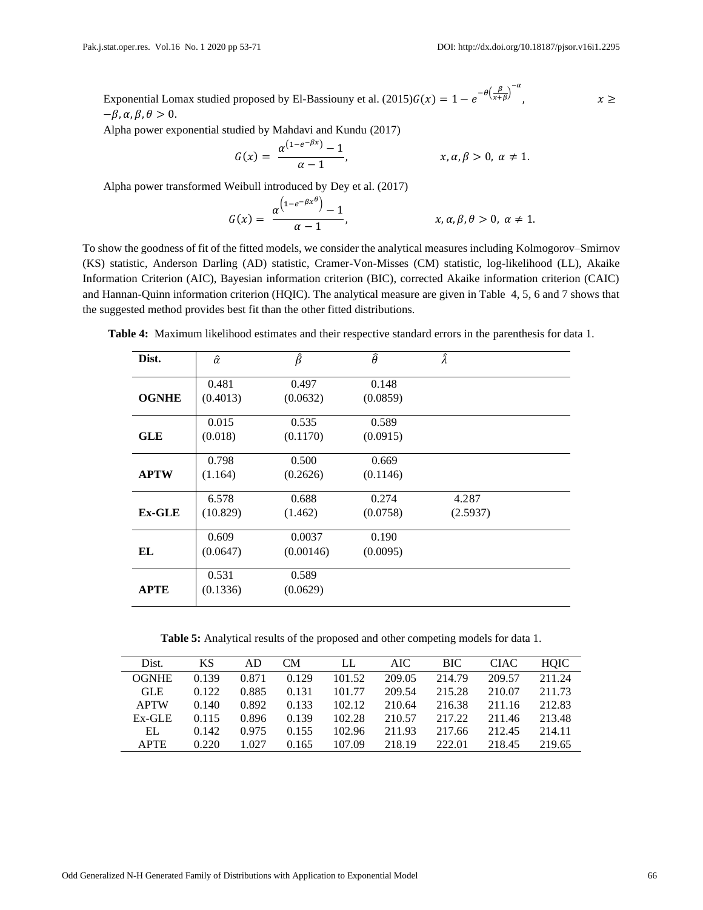Exponential Lomax studied proposed by El-Bassiouny et al. (2015) $G(x) = 1 - e^{-\theta\left(\frac{\beta}{x+\beta}\right)^{-\alpha}}$, $\quad x \geq -\beta, \alpha, \beta, \theta > 0$.

Alpha power exponential studied by Mahdavi and Kundu (2017)

$$G(x) = \frac{\alpha^{\left(1-e^{-\beta x}\right)} - 1}{\alpha - 1}, \qquad x, \alpha, \beta > 0,\ \alpha \neq 1.$$

Alpha power transformed Weibull introduced by Dey et al. (2017)

$$G(x) = \frac{\alpha^{\left(1-e^{-\beta x^{\theta}}\right)} - 1}{\alpha - 1}, \qquad x, \alpha, \beta, \theta > 0,\ \alpha \neq 1.$$

To show the goodness of fit of the fitted models, we consider the analytical measures including Kolmogorov–Smirnov (KS) statistic, Anderson Darling (AD) statistic, Cramer-Von-Misses (CM) statistic, log-likelihood (LL), Akaike Information Criterion (AIC), Bayesian information criterion (BIC), corrected Akaike information criterion (CAIC) and Hannan-Quinn information criterion (HQIC). The analytical measure are given in Table 4, 5, 6 and 7 shows that the suggested method provides best fit than the other fitted distributions.

**Table 4:** Maximum likelihood estimates and their respective standard errors in the parenthesis for data 1.

| Dist. | $\hat{\alpha}$ | $\hat{\beta}$ | $\hat{\theta}$ | $\hat{\lambda}$ |
|---|---|---|---|---|
| **OGNHE** | 0.481 (0.4013) | 0.497 (0.0632) | 0.148 (0.0859) | |
| **GLE** | 0.015 (0.018) | 0.535 (0.1170) | 0.589 (0.0915) | |
| **APTW** | 0.798 (1.164) | 0.500 (0.2626) | 0.669 (0.1146) | |
| **Ex-GLE** | 6.578 (10.829) | 0.688 (1.462) | 0.274 (0.0758) | 4.287 (2.5937) |
| **EL** | 0.609 (0.0647) | 0.0037 (0.00146) | 0.190 (0.0095) | |
| **APTE** | 0.531 (0.1336) | 0.589 (0.0629) | | |

**Table 5:** Analytical results of the proposed and other competing models for data 1.

| Dist. | KS | AD | CM | LL | AIC | BIC | CIAC | HQIC |
|---|---|---|---|---|---|---|---|---|
| OGNHE | 0.139 | 0.871 | 0.129 | 101.52 | 209.05 | 214.79 | 209.57 | 211.24 |
| GLE | 0.122 | 0.885 | 0.131 | 101.77 | 209.54 | 215.28 | 210.07 | 211.73 |
| APTW | 0.140 | 0.892 | 0.133 | 102.12 | 210.64 | 216.38 | 211.16 | 212.83 |
| Ex-GLE | 0.115 | 0.896 | 0.139 | 102.28 | 210.57 | 217.22 | 211.46 | 213.48 |
| EL | 0.142 | 0.975 | 0.155 | 102.96 | 211.93 | 217.66 | 212.45 | 214.11 |
| APTE | 0.220 | 1.027 | 0.165 | 107.09 | 218.19 | 222.01 | 218.45 | 219.65 |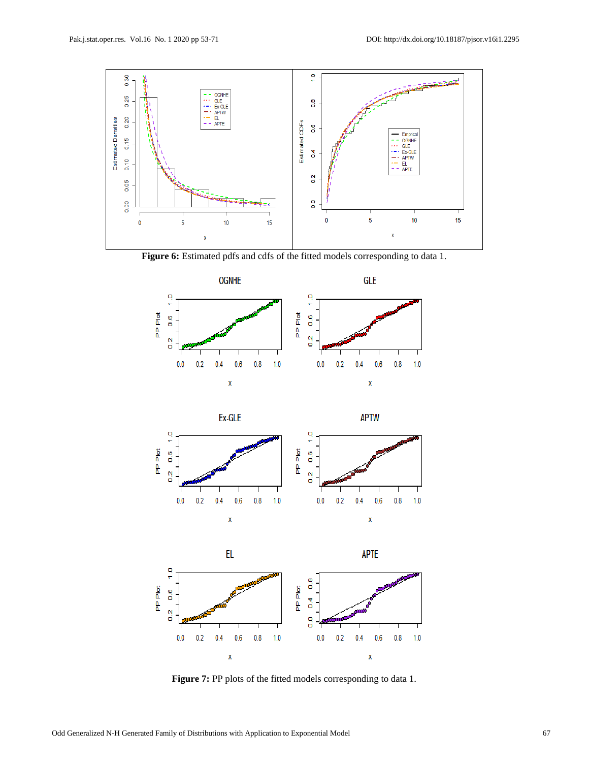**Figure 6:** Estimated pdfs and cdfs of the fitted models corresponding to data 1.

**Figure 7:** PP plots of the fitted models corresponding to data 1.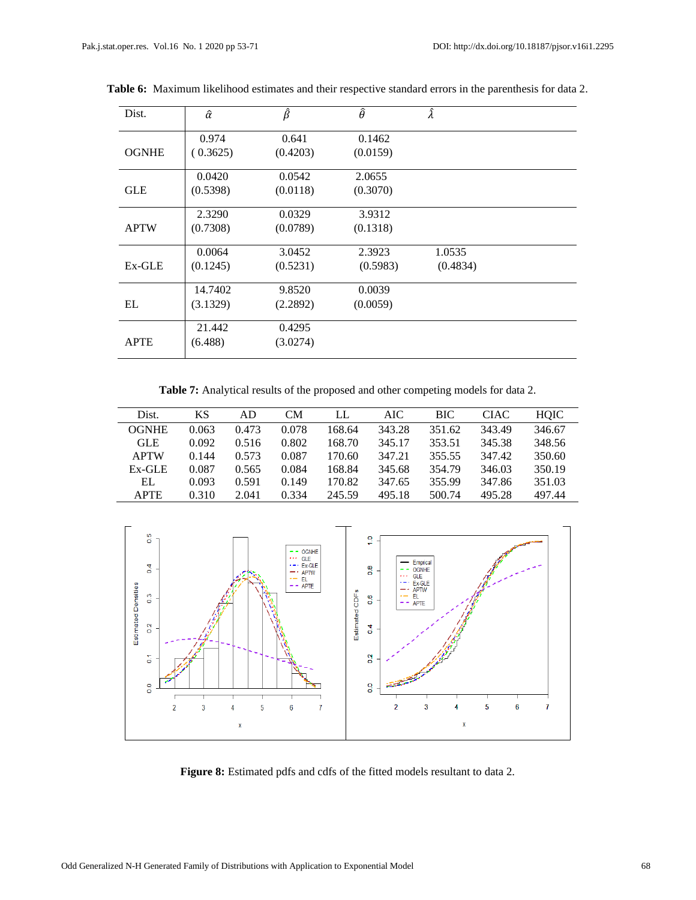**Table 6:** Maximum likelihood estimates and their respective standard errors in the parenthesis for data 2.

| Dist. | $\hat{\alpha}$ | $\hat{\beta}$ | $\hat{\theta}$ | $\hat{\lambda}$ |
|---|---|---|---|---|
| OGNHE | 0.974<br>( 0.3625) | 0.641<br>(0.4203) | 0.1462<br>(0.0159) | |
| GLE | 0.0420<br>(0.5398) | 0.0542<br>(0.0118) | 2.0655<br>(0.3070) | |
| APTW | 2.3290<br>(0.7308) | 0.0329<br>(0.0789) | 3.9312<br>(0.1318) | |
| Ex-GLE | 0.0064<br>(0.1245) | 3.0452<br>(0.5231) | 2.3923<br>(0.5983) | 1.0535<br>(0.4834) |
| EL | 14.7402<br>(3.1329) | 9.8520<br>(2.2892) | 0.0039<br>(0.0059) | |
| APTE | 21.442<br>(6.488) | 0.4295<br>(3.0274) | | |

**Table 7:** Analytical results of the proposed and other competing models for data 2.

| Dist. | KS | AD | CM | LL | AIC | BIC | CIAC | HQIC |
|---|---|---|---|---|---|---|---|---|
| OGNHE | 0.063 | 0.473 | 0.078 | 168.64 | 343.28 | 351.62 | 343.49 | 346.67 |
| GLE | 0.092 | 0.516 | 0.802 | 168.70 | 345.17 | 353.51 | 345.38 | 348.56 |
| APTW | 0.144 | 0.573 | 0.087 | 170.60 | 347.21 | 355.55 | 347.42 | 350.60 |
| Ex-GLE | 0.087 | 0.565 | 0.084 | 168.84 | 345.68 | 354.79 | 346.03 | 350.19 |
| EL | 0.093 | 0.591 | 0.149 | 170.82 | 347.65 | 355.99 | 347.86 | 351.03 |
| APTE | 0.310 | 2.041 | 0.334 | 245.59 | 495.18 | 500.74 | 495.28 | 497.44 |

**Figure 8:** Estimated pdfs and cdfs of the fitted models resultant to data 2.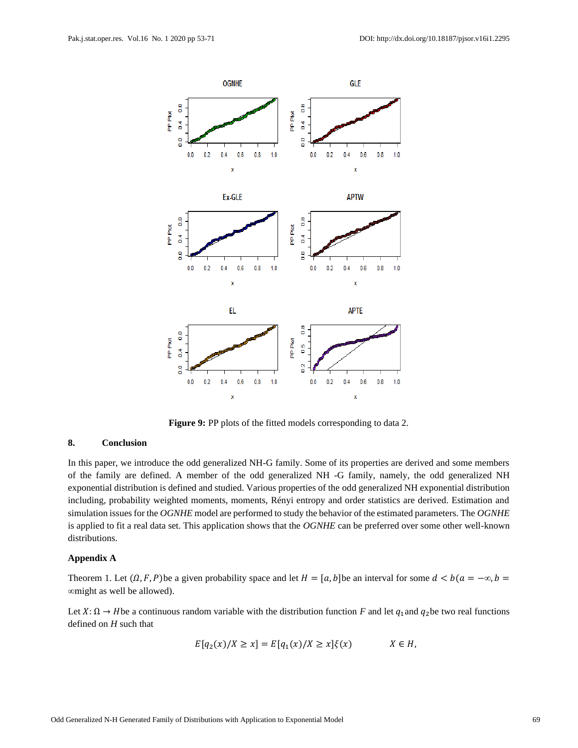**Figure 9:** PP plots of the fitted models corresponding to data 2.

## 8. Conclusion

In this paper, we introduce the odd generalized NH-G family. Some of its properties are derived and some members of the family are defined. A member of the odd generalized NH -G family, namely, the odd generalized NH exponential distribution is defined and studied. Various properties of the odd generalized NH exponential distribution including, probability weighted moments, moments, Rényi entropy and order statistics are derived. Estimation and simulation issues for the *OGNHE* model are performed to study the behavior of the estimated parameters. The *OGNHE* is applied to fit a real data set. This application shows that the *OGNHE* can be preferred over some other well-known distributions.

### Appendix A

Theorem 1. Let $(\Omega, F, P)$ be a given probability space and let $H = [a, b]$ be an interval for some $d < b$ $(a = -\infty, b = \infty$ might as well be allowed).

Let $X: \Omega \rightarrow H$ be a continuous random variable with the distribution function $F$ and let $q_1$ and $q_2$ be two real functions defined on $H$ such that

$$E[q_2(x)/X \geq x] = E[q_1(x)/X \geq x]\xi(x) \qquad X \in H,$$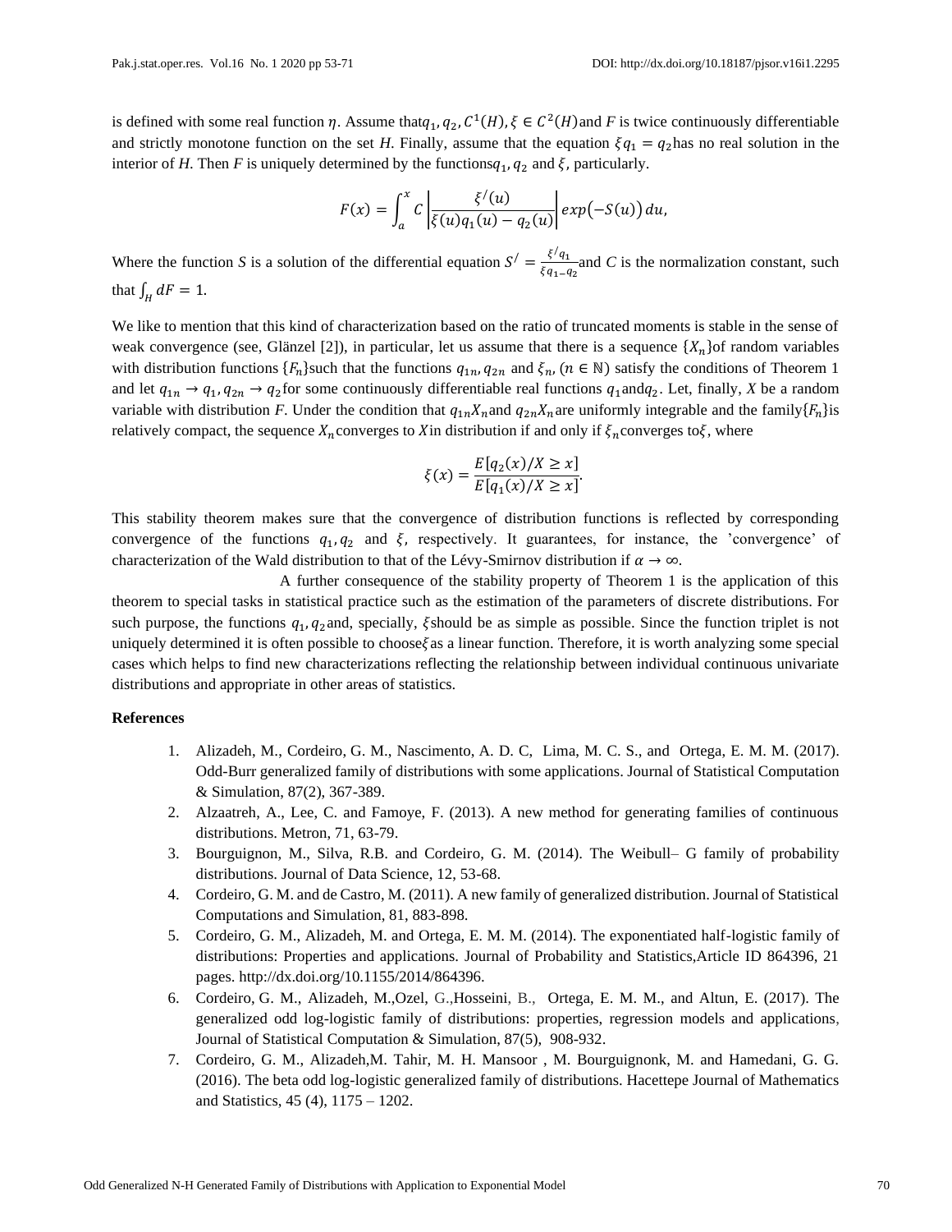is defined with some real function $\eta$. Assume that $q_1, q_2, C^1(H), \xi \in C^2(H)$ and $F$ is twice continuously differentiable and strictly monotone function on the set $H$. Finally, assume that the equation $\xi q_1 = q_2$ has no real solution in the interior of $H$. Then $F$ is uniquely determined by the functions $q_1, q_2$ and $\xi$, particularly.

$$F(x) = \int_a^x C \left| \frac{\xi'(u)}{\xi(u)q_1(u) - q_2(u)} \right| exp\left(-S(u)\right) du,$$

Where the function $S$ is a solution of the differential equation $S' = \frac{\xi' q_1}{\xi q_{1-} q_2}$ and $C$ is the normalization constant, such that $\int_H dF = 1$.

We like to mention that this kind of characterization based on the ratio of truncated moments is stable in the sense of weak convergence (see, Glänzel [2]), in particular, let us assume that there is a sequence $\{X_n\}$ of random variables with distribution functions $\{F_n\}$ such that the functions $q_{1n}, q_{2n}$ and $\xi_n$, $(n \in \mathbb{N})$ satisfy the conditions of Theorem 1 and let $q_{1n} \to q_1, q_{2n} \to q_2$ for some continuously differentiable real functions $q_1$ and $q_2$. Let, finally, $X$ be a random variable with distribution $F$. Under the condition that $q_{1n}X_n$ and $q_{2n}X_n$ are uniformly integrable and the family $\{F_n\}$ is relatively compact, the sequence $X_n$ converges to $X$ in distribution if and only if $\xi_n$ converges to $\xi$, where

$$\xi(x) = \frac{E[q_2(x)/X \geq x]}{E[q_1(x)/X \geq x]}.$$

This stability theorem makes sure that the convergence of distribution functions is reflected by corresponding convergence of the functions $q_1, q_2$ and $\xi$, respectively. It guarantees, for instance, the 'convergence' of characterization of the Wald distribution to that of the Lévy-Smirnov distribution if $\alpha \to \infty$.

A further consequence of the stability property of Theorem 1 is the application of this theorem to special tasks in statistical practice such as the estimation of the parameters of discrete distributions. For such purpose, the functions $q_1, q_2$ and, specially, $\xi$ should be as simple as possible. Since the function triplet is not uniquely determined it is often possible to choose $\xi$ as a linear function. Therefore, it is worth analyzing some special cases which helps to find new characterizations reflecting the relationship between individual continuous univariate distributions and appropriate in other areas of statistics.

**References**

1. Alizadeh, M., Cordeiro, G. M., Nascimento, A. D. C, Lima, M. C. S., and Ortega, E. M. M. (2017). Odd-Burr generalized family of distributions with some applications. Journal of Statistical Computation & Simulation, 87(2), 367-389.
2. Alzaatreh, A., Lee, C. and Famoye, F. (2013). A new method for generating families of continuous distributions. Metron, 71, 63-79.
3. Bourguignon, M., Silva, R.B. and Cordeiro, G. M. (2014). The Weibull– G family of probability distributions. Journal of Data Science, 12, 53-68.
4. Cordeiro, G. M. and de Castro, M. (2011). A new family of generalized distribution. Journal of Statistical Computations and Simulation, 81, 883-898.
5. Cordeiro, G. M., Alizadeh, M. and Ortega, E. M. M. (2014). The exponentiated half-logistic family of distributions: Properties and applications. Journal of Probability and Statistics,Article ID 864396, 21 pages. http://dx.doi.org/10.1155/2014/864396.
6. Cordeiro, G. M., Alizadeh, M.,Ozel, G.,Hosseini, B., Ortega, E. M. M., and Altun, E. (2017). The generalized odd log-logistic family of distributions: properties, regression models and applications, Journal of Statistical Computation & Simulation, 87(5), 908-932.
7. Cordeiro, G. M., Alizadeh,M. Tahir, M. H. Mansoor , M. Bourguignonk, M. and Hamedani, G. G. (2016). The beta odd log-logistic generalized family of distributions. Hacettepe Journal of Mathematics and Statistics, 45 (4), 1175 – 1202.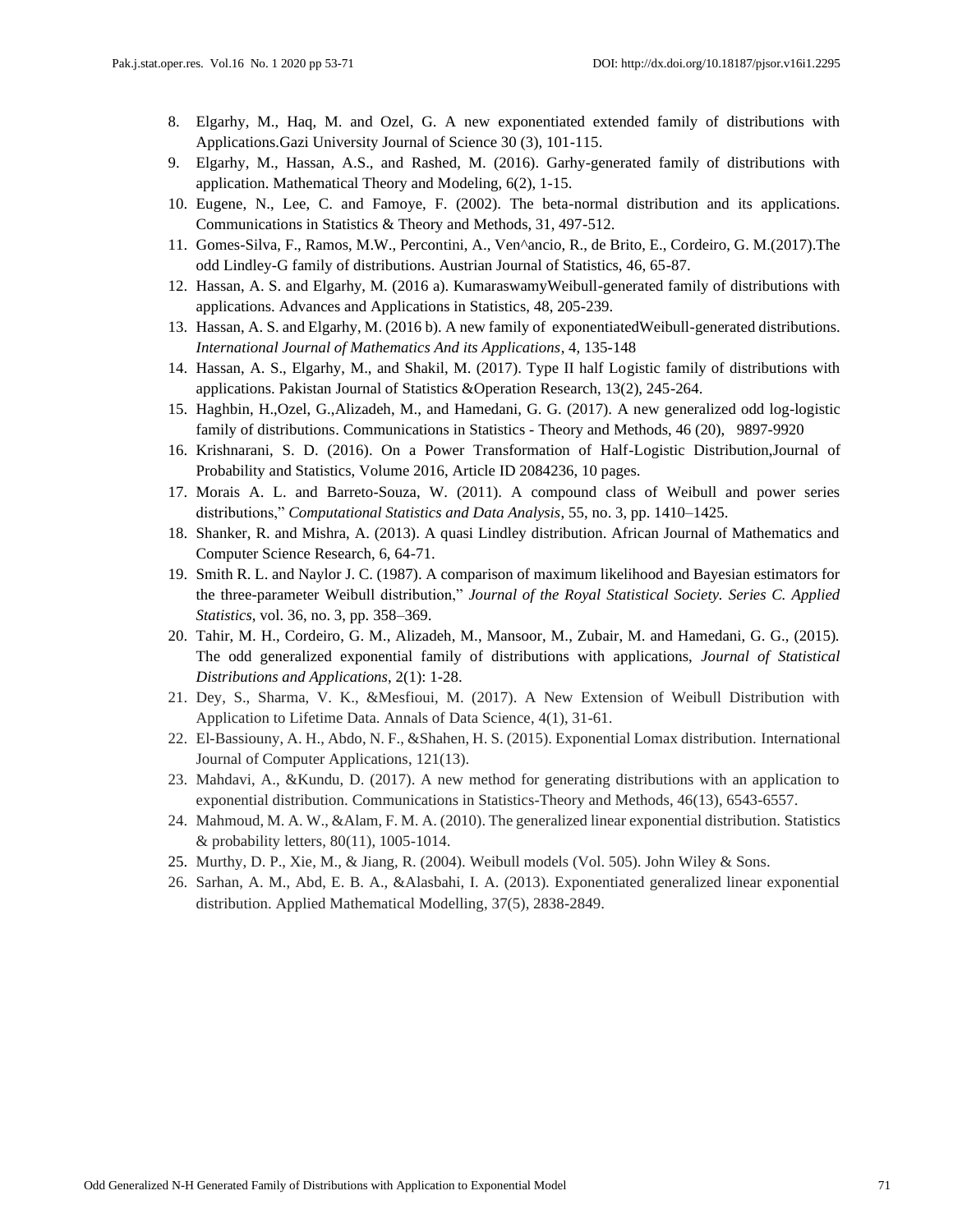8. Elgarhy, M., Haq, M. and Ozel, G. A new exponentiated extended family of distributions with Applications.Gazi University Journal of Science 30 (3), 101-115.
9. Elgarhy, M., Hassan, A.S., and Rashed, M. (2016). Garhy-generated family of distributions with application. Mathematical Theory and Modeling, 6(2), 1-15.
10. Eugene, N., Lee, C. and Famoye, F. (2002). The beta-normal distribution and its applications. Communications in Statistics & Theory and Methods, 31, 497-512.
11. Gomes-Silva, F., Ramos, M.W., Percontini, A., Ven^ancio, R., de Brito, E., Cordeiro, G. M.(2017).The odd Lindley-G family of distributions. Austrian Journal of Statistics, 46, 65-87.
12. Hassan, A. S. and Elgarhy, M. (2016 a). KumaraswamyWeibull-generated family of distributions with applications. Advances and Applications in Statistics, 48, 205-239.
13. Hassan, A. S. and Elgarhy, M. (2016 b). A new family of exponentiatedWeibull-generated distributions. *International Journal of Mathematics And its Applications*, 4, 135-148
14. Hassan, A. S., Elgarhy, M., and Shakil, M. (2017). Type II half Logistic family of distributions with applications. Pakistan Journal of Statistics &Operation Research, 13(2), 245-264.
15. Haghbin, H.,Ozel, G.,Alizadeh, M., and Hamedani, G. G. (2017). A new generalized odd log-logistic family of distributions. Communications in Statistics - Theory and Methods, 46 (20), 9897-9920
16. Krishnarani, S. D. (2016). On a Power Transformation of Half-Logistic Distribution,Journal of Probability and Statistics, Volume 2016, Article ID 2084236, 10 pages.
17. Morais A. L. and Barreto-Souza, W. (2011). A compound class of Weibull and power series distributions," *Computational Statistics and Data Analysis*, 55, no. 3, pp. 1410–1425.
18. Shanker, R. and Mishra, A. (2013). A quasi Lindley distribution. African Journal of Mathematics and Computer Science Research, 6, 64-71.
19. Smith R. L. and Naylor J. C. (1987). A comparison of maximum likelihood and Bayesian estimators for the three-parameter Weibull distribution," *Journal of the Royal Statistical Society. Series C. Applied Statistics*, vol. 36, no. 3, pp. 358–369.
20. Tahir, M. H., Cordeiro, G. M., Alizadeh, M., Mansoor, M., Zubair, M. and Hamedani, G. G., (2015). The odd generalized exponential family of distributions with applications, *Journal of Statistical Distributions and Applications*, 2(1): 1-28.
21. Dey, S., Sharma, V. K., &Mesfioui, M. (2017). A New Extension of Weibull Distribution with Application to Lifetime Data. Annals of Data Science, 4(1), 31-61.
22. El-Bassiouny, A. H., Abdo, N. F., &Shahen, H. S. (2015). Exponential Lomax distribution. International Journal of Computer Applications, 121(13).
23. Mahdavi, A., &Kundu, D. (2017). A new method for generating distributions with an application to exponential distribution. Communications in Statistics-Theory and Methods, 46(13), 6543-6557.
24. Mahmoud, M. A. W., &Alam, F. M. A. (2010). The generalized linear exponential distribution. Statistics & probability letters, 80(11), 1005-1014.
25. Murthy, D. P., Xie, M., & Jiang, R. (2004). Weibull models (Vol. 505). John Wiley & Sons.
26. Sarhan, A. M., Abd, E. B. A., &Alasbahi, I. A. (2013). Exponentiated generalized linear exponential distribution. Applied Mathematical Modelling, 37(5), 2838-2849.